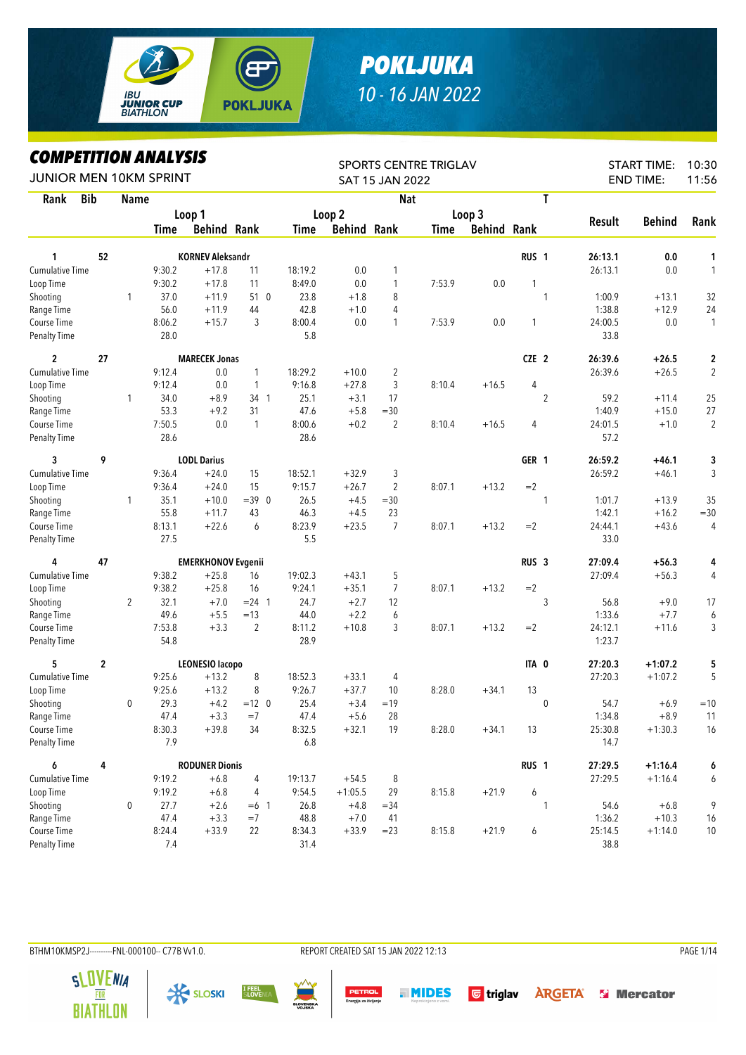# POKLJUKA

10 - 16 JAN 2022

## COMPETITION ANALYSIS

JUNIOR MEN 10KM SPRINT

SPORTS CENTRE TRIGLAV
SAT 15 JAN 2022

START TIME: 10:30
END TIME: 11:56

| Rank | Bib | | Name | | | | | | | Nat | | | T | Result | Behind | Rank |
|---|---|---|---|---|---|---|---|---|---|---|---|---|---|---|---|---|
| | | | Loop 1 | | | Loop 2 | | | Loop 3 | | | | | | | |
| | | | Time | Behind | Rank | Time | Behind | Rank | Time | Behind | Rank | | | | | |
| **1** | **52** | | **KORNEV Aleksandr** | | | | | | | | | **RUS** | **1** | **26:13.1** | **0.0** | **1** |
| Cumulative Time | | | 9:30.2 | +17.8 | 11 | 18:19.2 | 0.0 | 1 | | | | | | 26:13.1 | 0.0 | 1 |
| Loop Time | | | 9:30.2 | +17.8 | 11 | 8:49.0 | 0.0 | 1 | 7:53.9 | 0.0 | 1 | | | | | |
| Shooting | | 1 | 37.0 | +11.9 | 51 0 | 23.8 | +1.8 | 8 | | | | | 1 | 1:00.9 | +13.1 | 32 |
| Range Time | | | 56.0 | +11.9 | 44 | 42.8 | +1.0 | 4 | | | | | | 1:38.8 | +12.9 | 24 |
| Course Time | | | 8:06.2 | +15.7 | 3 | 8:00.4 | 0.0 | 1 | 7:53.9 | 0.0 | 1 | | | 24:00.5 | 0.0 | 1 |
| Penalty Time | | | 28.0 | | | 5.8 | | | | | | | | 33.8 | | |
| **2** | **27** | | **MARECEK Jonas** | | | | | | | | | **CZE** | **2** | **26:39.6** | **+26.5** | **2** |
| Cumulative Time | | | 9:12.4 | 0.0 | 1 | 18:29.2 | +10.0 | 2 | | | | | | 26:39.6 | +26.5 | 2 |
| Loop Time | | | 9:12.4 | 0.0 | 1 | 9:16.8 | +27.8 | 3 | 8:10.4 | +16.5 | 4 | | | | | |
| Shooting | | 1 | 34.0 | +8.9 | 34 1 | 25.1 | +3.1 | 17 | | | | | 2 | 59.2 | +11.4 | 25 |
| Range Time | | | 53.3 | +9.2 | 31 | 47.6 | +5.8 | =30 | | | | | | 1:40.9 | +15.0 | 27 |
| Course Time | | | 7:50.5 | 0.0 | 1 | 8:00.6 | +0.2 | 2 | 8:10.4 | +16.5 | 4 | | | 24:01.5 | +1.0 | 2 |
| Penalty Time | | | 28.6 | | | 28.6 | | | | | | | | 57.2 | | |
| **3** | **9** | | **LODL Darius** | | | | | | | | | **GER** | **1** | **26:59.2** | **+46.1** | **3** |
| Cumulative Time | | | 9:36.4 | +24.0 | 15 | 18:52.1 | +32.9 | 3 | | | | | | 26:59.2 | +46.1 | 3 |
| Loop Time | | | 9:36.4 | +24.0 | 15 | 9:15.7 | +26.7 | 2 | 8:07.1 | +13.2 | =2 | | | | | |
| Shooting | | 1 | 35.1 | +10.0 | =39 0 | 26.5 | +4.5 | =30 | | | | | 1 | 1:01.7 | +13.9 | 35 |
| Range Time | | | 55.8 | +11.7 | 43 | 46.3 | +4.5 | 23 | | | | | | 1:42.1 | +16.2 | =30 |
| Course Time | | | 8:13.1 | +22.6 | 6 | 8:23.9 | +23.5 | 7 | 8:07.1 | +13.2 | =2 | | | 24:44.1 | +43.6 | 4 |
| Penalty Time | | | 27.5 | | | 5.5 | | | | | | | | 33.0 | | |
| **4** | **47** | | **EMERKHONOV Evgenii** | | | | | | | | | **RUS** | **3** | **27:09.4** | **+56.3** | **4** |
| Cumulative Time | | | 9:38.2 | +25.8 | 16 | 19:02.3 | +43.1 | 5 | | | | | | 27:09.4 | +56.3 | 4 |
| Loop Time | | | 9:38.2 | +25.8 | 16 | 9:24.1 | +35.1 | 7 | 8:07.1 | +13.2 | =2 | | | | | |
| Shooting | | 2 | 32.1 | +7.0 | =24 1 | 24.7 | +2.7 | 12 | | | | | 3 | 56.8 | +9.0 | 17 |
| Range Time | | | 49.6 | +5.5 | =13 | 44.0 | +2.2 | 6 | | | | | | 1:33.6 | +7.7 | 6 |
| Course Time | | | 7:53.8 | +3.3 | 2 | 8:11.2 | +10.8 | 3 | 8:07.1 | +13.2 | =2 | | | 24:12.1 | +11.6 | 3 |
| Penalty Time | | | 54.8 | | | 28.9 | | | | | | | | 1:23.7 | | |
| **5** | **2** | | **LEONESIO Iacopo** | | | | | | | | | **ITA** | **0** | **27:20.3** | **+1:07.2** | **5** |
| Cumulative Time | | | 9:25.6 | +13.2 | 8 | 18:52.3 | +33.1 | 4 | | | | | | 27:20.3 | +1:07.2 | 5 |
| Loop Time | | | 9:25.6 | +13.2 | 8 | 9:26.7 | +37.7 | 10 | 8:28.0 | +34.1 | 13 | | | | | |
| Shooting | | 0 | 29.3 | +4.2 | =12 0 | 25.4 | +3.4 | =19 | | | | | 0 | 54.7 | +6.9 | =10 |
| Range Time | | | 47.4 | +3.3 | =7 | 47.4 | +5.6 | 28 | | | | | | 1:34.8 | +8.9 | 11 |
| Course Time | | | 8:30.3 | +39.8 | 34 | 8:32.5 | +32.1 | 19 | 8:28.0 | +34.1 | 13 | | | 25:30.8 | +1:30.3 | 16 |
| Penalty Time | | | 7.9 | | | 6.8 | | | | | | | | 14.7 | | |
| **6** | **4** | | **RODUNER Dionis** | | | | | | | | | **RUS** | **1** | **27:29.5** | **+1:16.4** | **6** |
| Cumulative Time | | | 9:19.2 | +6.8 | 4 | 19:13.7 | +54.5 | 8 | | | | | | 27:29.5 | +1:16.4 | 6 |
| Loop Time | | | 9:19.2 | +6.8 | 4 | 9:54.5 | +1:05.5 | 29 | 8:15.8 | +21.9 | 6 | | | | | |
| Shooting | | 0 | 27.7 | +2.6 | =6 1 | 26.8 | +4.8 | =34 | | | | | 1 | 54.6 | +6.8 | 9 |
| Range Time | | | 47.4 | +3.3 | =7 | 48.8 | +7.0 | 41 | | | | | | 1:36.2 | +10.3 | 16 |
| Course Time | | | 8:24.4 | +33.9 | 22 | 8:34.3 | +33.9 | =23 | 8:15.8 | +21.9 | 6 | | | 25:14.5 | +1:14.0 | 10 |
| Penalty Time | | | 7.4 | | | 31.4 | | | | | | | | 38.8 | | |

BTHM10KMSP2J----------FNL-000100-- C77B Vv1.0. REPORT CREATED SAT 15 JAN 2022 12:13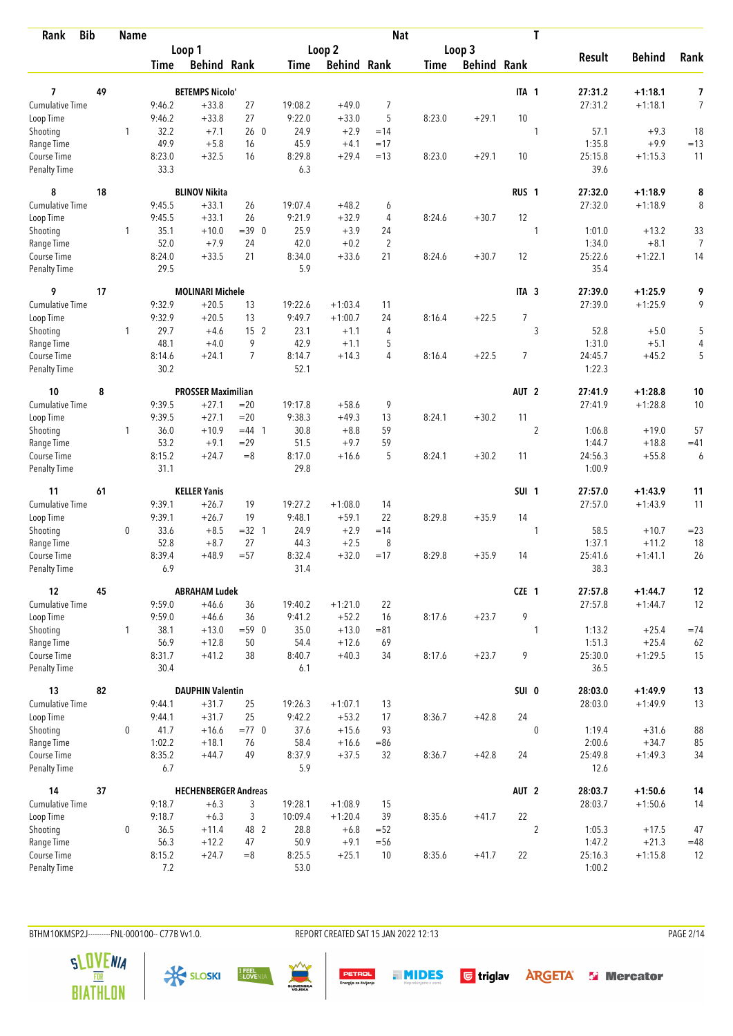| Rank | Bib | Name | | | | | | Nat | | | T | | | |
|---|---|---|---|---|---|---|---|---|---|---|---|---|---|---|
| | | Loop 1 | | | Loop 2 | | | Loop 3 | | | | Result | Behind | Rank |
| | | Time | Behind | Rank | Time | Behind | Rank | Time | Behind | Rank | | | | |
| **7** | **49** | **BETEMPS Nicolo'** | | | | | | | | | **ITA 1** | **27:31.2** | **+1:18.1** | **7** |
| Cumulative Time | | 9:46.2 | +33.8 | 27 | 19:08.2 | +49.0 | 7 | | | | | 27:31.2 | +1:18.1 | 7 |
| Loop Time | | 9:46.2 | +33.8 | 27 | 9:22.0 | +33.0 | 5 | 8:23.0 | +29.1 | 10 | | | | |
| Shooting | 1 | 32.2 | +7.1 | 26 0 | 24.9 | +2.9 | =14 | | | | 1 | 57.1 | +9.3 | 18 |
| Range Time | | 49.9 | +5.8 | 16 | 45.9 | +4.1 | =17 | | | | | 1:35.8 | +9.9 | =13 |
| Course Time | | 8:23.0 | +32.5 | 16 | 8:29.8 | +29.4 | =13 | 8:23.0 | +29.1 | 10 | | 25:15.8 | +1:15.3 | 11 |
| Penalty Time | | 33.3 | | | 6.3 | | | | | | | 39.6 | | |
| **8** | **18** | **BLINOV Nikita** | | | | | | | | | **RUS 1** | **27:32.0** | **+1:18.9** | **8** |
| Cumulative Time | | 9:45.5 | +33.1 | 26 | 19:07.4 | +48.2 | 6 | | | | | 27:32.0 | +1:18.9 | 8 |
| Loop Time | | 9:45.5 | +33.1 | 26 | 9:21.9 | +32.9 | 4 | 8:24.6 | +30.7 | 12 | | | | |
| Shooting | 1 | 35.1 | +10.0 | =39 0 | 25.9 | +3.9 | 24 | | | | 1 | 1:01.0 | +13.2 | 33 |
| Range Time | | 52.0 | +7.9 | 24 | 42.0 | +0.2 | 2 | | | | | 1:34.0 | +8.1 | 7 |
| Course Time | | 8:24.0 | +33.5 | 21 | 8:34.0 | +33.6 | 21 | 8:24.6 | +30.7 | 12 | | 25:22.6 | +1:22.1 | 14 |
| Penalty Time | | 29.5 | | | 5.9 | | | | | | | 35.4 | | |
| **9** | **17** | **MOLINARI Michele** | | | | | | | | | **ITA 3** | **27:39.0** | **+1:25.9** | **9** |
| Cumulative Time | | 9:32.9 | +20.5 | 13 | 19:22.6 | +1:03.4 | 11 | | | | | 27:39.0 | +1:25.9 | 9 |
| Loop Time | | 9:32.9 | +20.5 | 13 | 9:49.7 | +1:00.7 | 24 | 8:16.4 | +22.5 | 7 | | | | |
| Shooting | 1 | 29.7 | +4.6 | 15 2 | 23.1 | +1.1 | 4 | | | | 3 | 52.8 | +5.0 | 5 |
| Range Time | | 48.1 | +4.0 | 9 | 42.9 | +1.1 | 5 | | | | | 1:31.0 | +5.1 | 4 |
| Course Time | | 8:14.6 | +24.1 | 7 | 8:14.7 | +14.3 | 4 | 8:16.4 | +22.5 | 7 | | 24:45.7 | +45.2 | 5 |
| Penalty Time | | 30.2 | | | 52.1 | | | | | | | 1:22.3 | | |
| **10** | **8** | **PROSSER Maximilian** | | | | | | | | | **AUT 2** | **27:41.9** | **+1:28.8** | **10** |
| Cumulative Time | | 9:39.5 | +27.1 | =20 | 19:17.8 | +58.6 | 9 | | | | | 27:41.9 | +1:28.8 | 10 |
| Loop Time | | 9:39.5 | +27.1 | =20 | 9:38.3 | +49.3 | 13 | 8:24.1 | +30.2 | 11 | | | | |
| Shooting | 1 | 36.0 | +10.9 | =44 1 | 30.8 | +8.8 | 59 | | | | 2 | 1:06.8 | +19.0 | 57 |
| Range Time | | 53.2 | +9.1 | =29 | 51.5 | +9.7 | 59 | | | | | 1:44.7 | +18.8 | =41 |
| Course Time | | 8:15.2 | +24.7 | =8 | 8:17.0 | +16.6 | 5 | 8:24.1 | +30.2 | 11 | | 24:56.3 | +55.8 | 6 |
| Penalty Time | | 31.1 | | | 29.8 | | | | | | | 1:00.9 | | |
| **11** | **61** | **KELLER Yanis** | | | | | | | | | **SUI 1** | **27:57.0** | **+1:43.9** | **11** |
| Cumulative Time | | 9:39.1 | +26.7 | 19 | 19:27.2 | +1:08.0 | 14 | | | | | 27:57.0 | +1:43.9 | 11 |
| Loop Time | | 9:39.1 | +26.7 | 19 | 9:48.1 | +59.1 | 22 | 8:29.8 | +35.9 | 14 | | | | |
| Shooting | 0 | 33.6 | +8.5 | =32 1 | 24.9 | +2.9 | =14 | | | | 1 | 58.5 | +10.7 | =23 |
| Range Time | | 52.8 | +8.7 | 27 | 44.3 | +2.5 | 8 | | | | | 1:37.1 | +11.2 | 18 |
| Course Time | | 8:39.4 | +48.9 | =57 | 8:32.4 | +32.0 | =17 | 8:29.8 | +35.9 | 14 | | 25:41.6 | +1:41.1 | 26 |
| Penalty Time | | 6.9 | | | 31.4 | | | | | | | 38.3 | | |
| **12** | **45** | **ABRAHAM Ludek** | | | | | | | | | **CZE 1** | **27:57.8** | **+1:44.7** | **12** |
| Cumulative Time | | 9:59.0 | +46.6 | 36 | 19:40.2 | +1:21.0 | 22 | | | | | 27:57.8 | +1:44.7 | 12 |
| Loop Time | | 9:59.0 | +46.6 | 36 | 9:41.2 | +52.2 | 16 | 8:17.6 | +23.7 | 9 | | | | |
| Shooting | 1 | 38.1 | +13.0 | =59 0 | 35.0 | +13.0 | =81 | | | | 1 | 1:13.2 | +25.4 | =74 |
| Range Time | | 56.9 | +12.8 | 50 | 54.4 | +12.6 | 69 | | | | | 1:51.3 | +25.4 | 62 |
| Course Time | | 8:31.7 | +41.2 | 38 | 8:40.7 | +40.3 | 34 | 8:17.6 | +23.7 | 9 | | 25:30.0 | +1:29.5 | 15 |
| Penalty Time | | 30.4 | | | 6.1 | | | | | | | 36.5 | | |
| **13** | **82** | **DAUPHIN Valentin** | | | | | | | | | **SUI 0** | **28:03.0** | **+1:49.9** | **13** |
| Cumulative Time | | 9:44.1 | +31.7 | 25 | 19:26.3 | +1:07.1 | 13 | | | | | 28:03.0 | +1:49.9 | 13 |
| Loop Time | | 9:44.1 | +31.7 | 25 | 9:42.2 | +53.2 | 17 | 8:36.7 | +42.8 | 24 | | | | |
| Shooting | 0 | 41.7 | +16.6 | =77 0 | 37.6 | +15.6 | 93 | | | | 0 | 1:19.4 | +31.6 | 88 |
| Range Time | | 1:02.2 | +18.1 | 76 | 58.4 | +16.6 | =86 | | | | | 2:00.6 | +34.7 | 85 |
| Course Time | | 8:35.2 | +44.7 | 49 | 8:37.9 | +37.5 | 32 | 8:36.7 | +42.8 | 24 | | 25:49.8 | +1:49.3 | 34 |
| Penalty Time | | 6.7 | | | 5.9 | | | | | | | 12.6 | | |
| **14** | **37** | **HECHENBERGER Andreas** | | | | | | | | | **AUT 2** | **28:03.7** | **+1:50.6** | **14** |
| Cumulative Time | | 9:18.7 | +6.3 | 3 | 19:28.1 | +1:08.9 | 15 | | | | | 28:03.7 | +1:50.6 | 14 |
| Loop Time | | 9:18.7 | +6.3 | 3 | 10:09.4 | +1:20.4 | 39 | 8:35.6 | +41.7 | 22 | | | | |
| Shooting | 0 | 36.5 | +11.4 | 48 2 | 28.8 | +6.8 | =52 | | | | 2 | 1:05.3 | +17.5 | 47 |
| Range Time | | 56.3 | +12.2 | 47 | 50.9 | +9.1 | =56 | | | | | 1:47.2 | +21.3 | =48 |
| Course Time | | 8:15.2 | +24.7 | =8 | 8:25.5 | +25.1 | 10 | 8:35.6 | +41.7 | 22 | | 25:16.3 | +1:15.8 | 12 |
| Penalty Time | | 7.2 | | | 53.0 | | | | | | | 1:00.2 | | |

BTHM10KMSP2J---------FNL-000100-- C77B Vv1.0. REPORT CREATED SAT 15 JAN 2022 12:13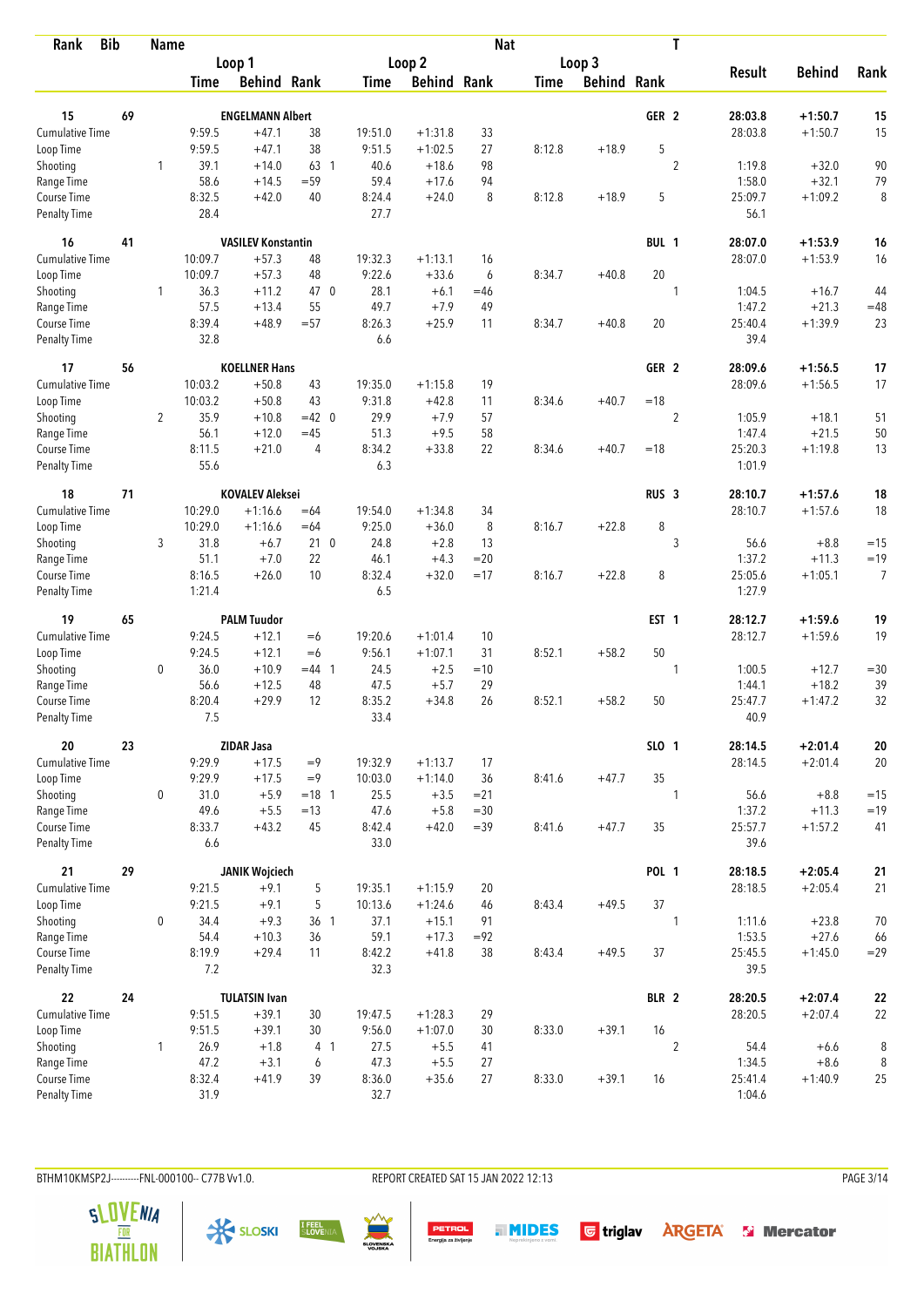| Rank | Bib | Name | | | | | | Nat | | | T | | | |
|---|---|---|---|---|---|---|---|---|---|---|---|---|---|---|
| | | Loop 1 | | | Loop 2 | | | Loop 3 | | | | Result | Behind | Rank |
| | | Time | Behind | Rank | Time | Behind | Rank | Time | Behind | Rank | | | | |
| **15** | **69** | **ENGELMANN Albert** | | | | | | | | **GER** | **2** | **28:03.8** | **+1:50.7** | **15** |
| Cumulative Time | | 9:59.5 | +47.1 | 38 | 19:51.0 | +1:31.8 | 33 | | | | | 28:03.8 | +1:50.7 | 15 |
| Loop Time | | 9:59.5 | +47.1 | 38 | 9:51.5 | +1:02.5 | 27 | 8:12.8 | +18.9 | 5 | | | | |
| Shooting | 1 | 39.1 | +14.0 | 63 1 | 40.6 | +18.6 | 98 | | | | 2 | 1:19.8 | +32.0 | 90 |
| Range Time | | 58.6 | +14.5 | =59 | 59.4 | +17.6 | 94 | | | | | 1:58.0 | +32.1 | 79 |
| Course Time | | 8:32.5 | +42.0 | 40 | 8:24.4 | +24.0 | 8 | 8:12.8 | +18.9 | 5 | | 25:09.7 | +1:09.2 | 8 |
| Penalty Time | | 28.4 | | | 27.7 | | | | | | | 56.1 | | |
| **16** | **41** | **VASILEV Konstantin** | | | | | | | | **BUL** | **1** | **28:07.0** | **+1:53.9** | **16** |
| Cumulative Time | | 10:09.7 | +57.3 | 48 | 19:32.3 | +1:13.1 | 16 | | | | | 28:07.0 | +1:53.9 | 16 |
| Loop Time | | 10:09.7 | +57.3 | 48 | 9:22.6 | +33.6 | 6 | 8:34.7 | +40.8 | 20 | | | | |
| Shooting | 1 | 36.3 | +11.2 | 47 0 | 28.1 | +6.1 | =46 | | | | 1 | 1:04.5 | +16.7 | 44 |
| Range Time | | 57.5 | +13.4 | 55 | 49.7 | +7.9 | 49 | | | | | 1:47.2 | +21.3 | =48 |
| Course Time | | 8:39.4 | +48.9 | =57 | 8:26.3 | +25.9 | 11 | 8:34.7 | +40.8 | 20 | | 25:40.4 | +1:39.9 | 23 |
| Penalty Time | | 32.8 | | | 6.6 | | | | | | | 39.4 | | |
| **17** | **56** | **KOELLNER Hans** | | | | | | | | **GER** | **2** | **28:09.6** | **+1:56.5** | **17** |
| Cumulative Time | | 10:03.2 | +50.8 | 43 | 19:35.0 | +1:15.8 | 19 | | | | | 28:09.6 | +1:56.5 | 17 |
| Loop Time | | 10:03.2 | +50.8 | 43 | 9:31.8 | +42.8 | 11 | 8:34.6 | +40.7 | =18 | | | | |
| Shooting | 2 | 35.9 | +10.8 | =42 0 | 29.9 | +7.9 | 57 | | | | 2 | 1:05.9 | +18.1 | 51 |
| Range Time | | 56.1 | +12.0 | =45 | 51.3 | +9.5 | 58 | | | | | 1:47.4 | +21.5 | 50 |
| Course Time | | 8:11.5 | +21.0 | 4 | 8:34.2 | +33.8 | 22 | 8:34.6 | +40.7 | =18 | | 25:20.3 | +1:19.8 | 13 |
| Penalty Time | | 55.6 | | | 6.3 | | | | | | | 1:01.9 | | |
| **18** | **71** | **KOVALEV Aleksei** | | | | | | | | **RUS** | **3** | **28:10.7** | **+1:57.6** | **18** |
| Cumulative Time | | 10:29.0 | +1:16.6 | =64 | 19:54.0 | +1:34.8 | 34 | | | | | 28:10.7 | +1:57.6 | 18 |
| Loop Time | | 10:29.0 | +1:16.6 | =64 | 9:25.0 | +36.0 | 8 | 8:16.7 | +22.8 | 8 | | | | |
| Shooting | 3 | 31.8 | +6.7 | 21 0 | 24.8 | +2.8 | 13 | | | | 3 | 56.6 | +8.8 | =15 |
| Range Time | | 51.1 | +7.0 | 22 | 46.1 | +4.3 | =20 | | | | | 1:37.2 | +11.3 | =19 |
| Course Time | | 8:16.5 | +26.0 | 10 | 8:32.4 | +32.0 | =17 | 8:16.7 | +22.8 | 8 | | 25:05.6 | +1:05.1 | 7 |
| Penalty Time | | 1:21.4 | | | 6.5 | | | | | | | 1:27.9 | | |
| **19** | **65** | **PALM Tuudor** | | | | | | | | **EST** | **1** | **28:12.7** | **+1:59.6** | **19** |
| Cumulative Time | | 9:24.5 | +12.1 | =6 | 19:20.6 | +1:01.4 | 10 | | | | | 28:12.7 | +1:59.6 | 19 |
| Loop Time | | 9:24.5 | +12.1 | =6 | 9:56.1 | +1:07.1 | 31 | 8:52.1 | +58.2 | 50 | | | | |
| Shooting | 0 | 36.0 | +10.9 | =44 1 | 24.5 | +2.5 | =10 | | | | 1 | 1:00.5 | +12.7 | =30 |
| Range Time | | 56.6 | +12.5 | 48 | 47.5 | +5.7 | 29 | | | | | 1:44.1 | +18.2 | 39 |
| Course Time | | 8:20.4 | +29.9 | 12 | 8:35.2 | +34.8 | 26 | 8:52.1 | +58.2 | 50 | | 25:47.7 | +1:47.2 | 32 |
| Penalty Time | | 7.5 | | | 33.4 | | | | | | | 40.9 | | |
| **20** | **23** | **ZIDAR Jasa** | | | | | | | | **SLO** | **1** | **28:14.5** | **+2:01.4** | **20** |
| Cumulative Time | | 9:29.9 | +17.5 | =9 | 19:32.9 | +1:13.7 | 17 | | | | | 28:14.5 | +2:01.4 | 20 |
| Loop Time | | 9:29.9 | +17.5 | =9 | 10:03.0 | +1:14.0 | 36 | 8:41.6 | +47.7 | 35 | | | | |
| Shooting | 0 | 31.0 | +5.9 | =18 1 | 25.5 | +3.5 | =21 | | | | 1 | 56.6 | +8.8 | =15 |
| Range Time | | 49.6 | +5.5 | =13 | 47.6 | +5.8 | =30 | | | | | 1:37.2 | +11.3 | =19 |
| Course Time | | 8:33.7 | +43.2 | 45 | 8:42.4 | +42.0 | =39 | 8:41.6 | +47.7 | 35 | | 25:57.7 | +1:57.2 | 41 |
| Penalty Time | | 6.6 | | | 33.0 | | | | | | | 39.6 | | |
| **21** | **29** | **JANIK Wojciech** | | | | | | | | **POL** | **1** | **28:18.5** | **+2:05.4** | **21** |
| Cumulative Time | | 9:21.5 | +9.1 | 5 | 19:35.1 | +1:15.9 | 20 | | | | | 28:18.5 | +2:05.4 | 21 |
| Loop Time | | 9:21.5 | +9.1 | 5 | 10:13.6 | +1:24.6 | 46 | 8:43.4 | +49.5 | 37 | | | | |
| Shooting | 0 | 34.4 | +9.3 | 36 1 | 37.1 | +15.1 | 91 | | | | 1 | 1:11.6 | +23.8 | 70 |
| Range Time | | 54.4 | +10.3 | 36 | 59.1 | +17.3 | =92 | | | | | 1:53.5 | +27.6 | 66 |
| Course Time | | 8:19.9 | +29.4 | 11 | 8:42.2 | +41.8 | 38 | 8:43.4 | +49.5 | 37 | | 25:45.5 | +1:45.0 | =29 |
| Penalty Time | | 7.2 | | | 32.3 | | | | | | | 39.5 | | |
| **22** | **24** | **TULATSIN Ivan** | | | | | | | | **BLR** | **2** | **28:20.5** | **+2:07.4** | **22** |
| Cumulative Time | | 9:51.5 | +39.1 | 30 | 19:47.5 | +1:28.3 | 29 | | | | | 28:20.5 | +2:07.4 | 22 |
| Loop Time | | 9:51.5 | +39.1 | 30 | 9:56.0 | +1:07.0 | 30 | 8:33.0 | +39.1 | 16 | | | | |
| Shooting | 1 | 26.9 | +1.8 | 4 1 | 27.5 | +5.5 | 41 | | | | 2 | 54.4 | +6.6 | 8 |
| Range Time | | 47.2 | +3.1 | 6 | 47.3 | +5.5 | 27 | | | | | 1:34.5 | +8.6 | 8 |
| Course Time | | 8:32.4 | +41.9 | 39 | 8:36.0 | +35.6 | 27 | 8:33.0 | +39.1 | 16 | | 25:41.4 | +1:40.9 | 25 |
| Penalty Time | | 31.9 | | | 32.7 | | | | | | | 1:04.6 | | |

BTHM10KMSP2J-----------FNL-000100-- C77B Vv1.0. REPORT CREATED SAT 15 JAN 2022 12:13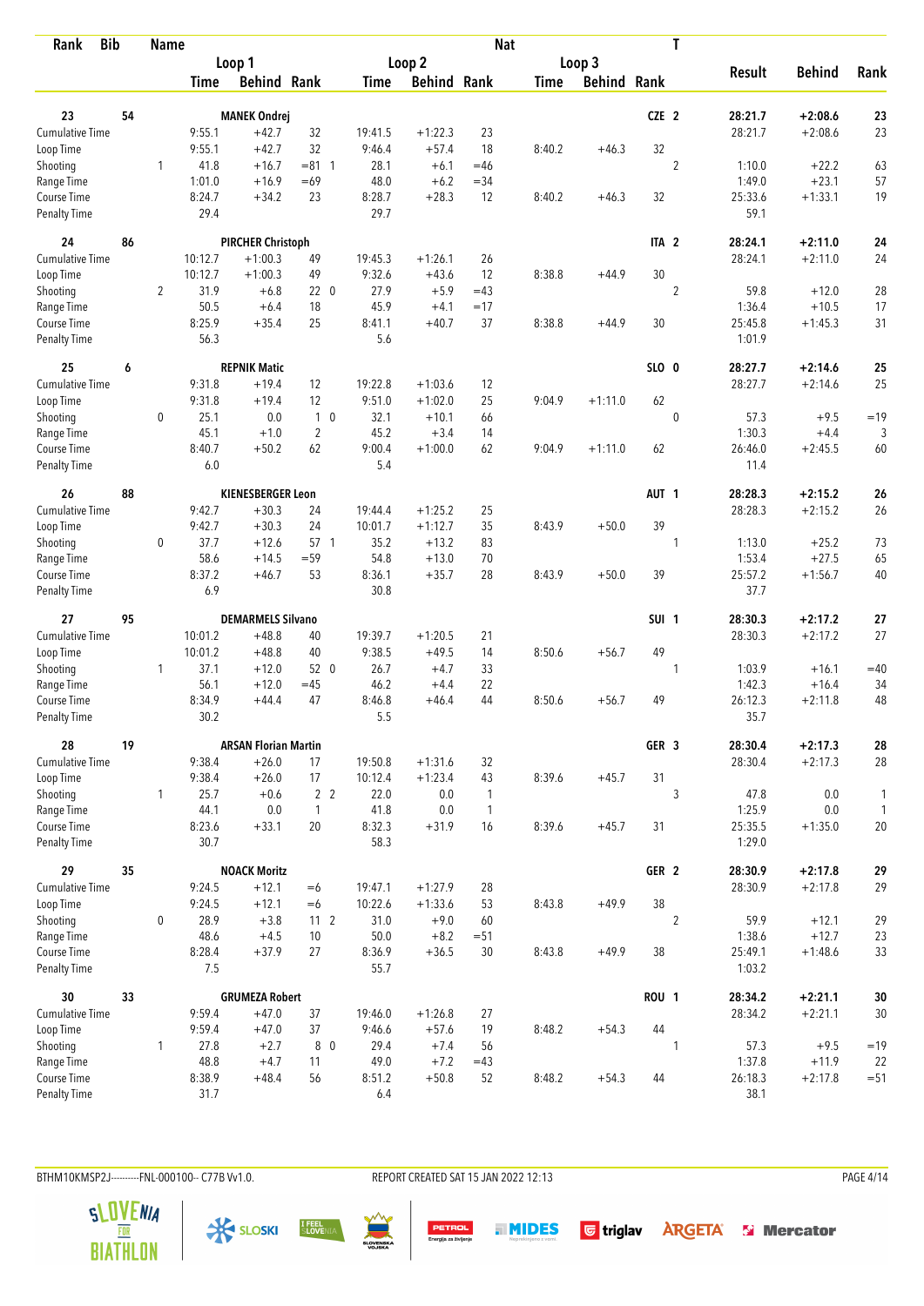| Rank | Bib | Name | | | | | | | Nat | | | T | | | |
|---|---|---|---|---|---|---|---|---|---|---|---|---|---|---|---|
| | | | Loop 1 | | | Loop 2 | | | Loop 3 | | | | Result | Behind | Rank |
| | | | Time | Behind | Rank | Time | Behind | Rank | Time | Behind | Rank | | | | |
| 23 | 54 | MANEK Ondrej | | | | | | | | | CZE | 2 | 28:21.7 | +2:08.6 | 23 |
| Cumulative Time | | | 9:55.1 | +42.7 | 32 | 19:41.5 | +1:22.3 | 23 | | | | | 28:21.7 | +2:08.6 | 23 |
| Loop Time | | | 9:55.1 | +42.7 | 32 | 9:46.4 | +57.4 | 18 | 8:40.2 | +46.3 | 32 | | | | |
| Shooting | | 1 | 41.8 | +16.7 | =81 1 | 28.1 | +6.1 | =46 | | | | 2 | 1:10.0 | +22.2 | 63 |
| Range Time | | | 1:01.0 | +16.9 | =69 | 48.0 | +6.2 | =34 | | | | | 1:49.0 | +23.1 | 57 |
| Course Time | | | 8:24.7 | +34.2 | 23 | 8:28.7 | +28.3 | 12 | 8:40.2 | +46.3 | 32 | | 25:33.6 | +1:33.1 | 19 |
| Penalty Time | | | 29.4 | | | 29.7 | | | | | | | 59.1 | | |
| 24 | 86 | PIRCHER Christoph | | | | | | | | | ITA | 2 | 28:24.1 | +2:11.0 | 24 |
| Cumulative Time | | | 10:12.7 | +1:00.3 | 49 | 19:45.3 | +1:26.1 | 26 | | | | | 28:24.1 | +2:11.0 | 24 |
| Loop Time | | | 10:12.7 | +1:00.3 | 49 | 9:32.6 | +43.6 | 12 | 8:38.8 | +44.9 | 30 | | | | |
| Shooting | | 2 | 31.9 | +6.8 | 22 0 | 27.9 | +5.9 | =43 | | | | 2 | 59.8 | +12.0 | 28 |
| Range Time | | | 50.5 | +6.4 | 18 | 45.9 | +4.1 | =17 | | | | | 1:36.4 | +10.5 | 17 |
| Course Time | | | 8:25.9 | +35.4 | 25 | 8:41.1 | +40.7 | 37 | 8:38.8 | +44.9 | 30 | | 25:45.8 | +1:45.3 | 31 |
| Penalty Time | | | 56.3 | | | 5.6 | | | | | | | 1:01.9 | | |
| 25 | 6 | REPNIK Matic | | | | | | | | | SLO | 0 | 28:27.7 | +2:14.6 | 25 |
| Cumulative Time | | | 9:31.8 | +19.4 | 12 | 19:22.8 | +1:03.6 | 12 | | | | | 28:27.7 | +2:14.6 | 25 |
| Loop Time | | | 9:31.8 | +19.4 | 12 | 9:51.0 | +1:02.0 | 25 | 9:04.9 | +1:11.0 | 62 | | | | |
| Shooting | | 0 | 25.1 | 0.0 | 1 0 | 32.1 | +10.1 | 66 | | | | 0 | 57.3 | +9.5 | =19 |
| Range Time | | | 45.1 | +1.0 | 2 | 45.2 | +3.4 | 14 | | | | | 1:30.3 | +4.4 | 3 |
| Course Time | | | 8:40.7 | +50.2 | 62 | 9:00.4 | +1:00.0 | 62 | 9:04.9 | +1:11.0 | 62 | | 26:46.0 | +2:45.5 | 60 |
| Penalty Time | | | 6.0 | | | 5.4 | | | | | | | 11.4 | | |
| 26 | 88 | KIENESBERGER Leon | | | | | | | | | AUT | 1 | 28:28.3 | +2:15.2 | 26 |
| Cumulative Time | | | 9:42.7 | +30.3 | 24 | 19:44.4 | +1:25.2 | 25 | | | | | 28:28.3 | +2:15.2 | 26 |
| Loop Time | | | 9:42.7 | +30.3 | 24 | 10:01.7 | +1:12.7 | 35 | 8:43.9 | +50.0 | 39 | | | | |
| Shooting | | 0 | 37.7 | +12.6 | 57 1 | 35.2 | +13.2 | 83 | | | | 1 | 1:13.0 | +25.2 | 73 |
| Range Time | | | 58.6 | +14.5 | =59 | 54.8 | +13.0 | 70 | | | | | 1:53.4 | +27.5 | 65 |
| Course Time | | | 8:37.2 | +46.7 | 53 | 8:36.1 | +35.7 | 28 | 8:43.9 | +50.0 | 39 | | 25:57.2 | +1:56.7 | 40 |
| Penalty Time | | | 6.9 | | | 30.8 | | | | | | | 37.7 | | |
| 27 | 95 | DEMARMELS Silvano | | | | | | | | | SUI | 1 | 28:30.3 | +2:17.2 | 27 |
| Cumulative Time | | | 10:01.2 | +48.8 | 40 | 19:39.7 | +1:20.5 | 21 | | | | | 28:30.3 | +2:17.2 | 27 |
| Loop Time | | | 10:01.2 | +48.8 | 40 | 9:38.5 | +49.5 | 14 | 8:50.6 | +56.7 | 49 | | | | |
| Shooting | | 1 | 37.1 | +12.0 | 52 0 | 26.7 | +4.7 | 33 | | | | 1 | 1:03.9 | +16.1 | =40 |
| Range Time | | | 56.1 | +12.0 | =45 | 46.2 | +4.4 | 22 | | | | | 1:42.3 | +16.4 | 34 |
| Course Time | | | 8:34.9 | +44.4 | 47 | 8:46.8 | +46.4 | 44 | 8:50.6 | +56.7 | 49 | | 26:12.3 | +2:11.8 | 48 |
| Penalty Time | | | 30.2 | | | 5.5 | | | | | | | 35.7 | | |
| 28 | 19 | ARSAN Florian Martin | | | | | | | | | GER | 3 | 28:30.4 | +2:17.3 | 28 |
| Cumulative Time | | | 9:38.4 | +26.0 | 17 | 19:50.8 | +1:31.6 | 32 | | | | | 28:30.4 | +2:17.3 | 28 |
| Loop Time | | | 9:38.4 | +26.0 | 17 | 10:12.4 | +1:23.4 | 43 | 8:39.6 | +45.7 | 31 | | | | |
| Shooting | | 1 | 25.7 | +0.6 | 2 2 | 22.0 | 0.0 | 1 | | | | 3 | 47.8 | 0.0 | 1 |
| Range Time | | | 44.1 | 0.0 | 1 | 41.8 | 0.0 | 1 | | | | | 1:25.9 | 0.0 | 1 |
| Course Time | | | 8:23.6 | +33.1 | 20 | 8:32.3 | +31.9 | 16 | 8:39.6 | +45.7 | 31 | | 25:35.5 | +1:35.0 | 20 |
| Penalty Time | | | 30.7 | | | 58.3 | | | | | | | 1:29.0 | | |
| 29 | 35 | NOACK Moritz | | | | | | | | | GER | 2 | 28:30.9 | +2:17.8 | 29 |
| Cumulative Time | | | 9:24.5 | +12.1 | =6 | 19:47.1 | +1:27.9 | 28 | | | | | 28:30.9 | +2:17.8 | 29 |
| Loop Time | | | 9:24.5 | +12.1 | =6 | 10:22.6 | +1:33.6 | 53 | 8:43.8 | +49.9 | 38 | | | | |
| Shooting | | 0 | 28.9 | +3.8 | 11 2 | 31.0 | +9.0 | 60 | | | | 2 | 59.9 | +12.1 | 29 |
| Range Time | | | 48.6 | +4.5 | 10 | 50.0 | +8.2 | =51 | | | | | 1:38.6 | +12.7 | 23 |
| Course Time | | | 8:28.4 | +37.9 | 27 | 8:36.9 | +36.5 | 30 | 8:43.8 | +49.9 | 38 | | 25:49.1 | +1:48.6 | 33 |
| Penalty Time | | | 7.5 | | | 55.7 | | | | | | | 1:03.2 | | |
| 30 | 33 | GRUMEZA Robert | | | | | | | | | ROU | 1 | 28:34.2 | +2:21.1 | 30 |
| Cumulative Time | | | 9:59.4 | +47.0 | 37 | 19:46.0 | +1:26.8 | 27 | | | | | 28:34.2 | +2:21.1 | 30 |
| Loop Time | | | 9:59.4 | +47.0 | 37 | 9:46.6 | +57.6 | 19 | 8:48.2 | +54.3 | 44 | | | | |
| Shooting | | 1 | 27.8 | +2.7 | 8 0 | 29.4 | +7.4 | 56 | | | | 1 | 57.3 | +9.5 | =19 |
| Range Time | | | 48.8 | +4.7 | 11 | 49.0 | +7.2 | =43 | | | | | 1:37.8 | +11.9 | 22 |
| Course Time | | | 8:38.9 | +48.4 | 56 | 8:51.2 | +50.8 | 52 | 8:48.2 | +54.3 | 44 | | 26:18.3 | +2:17.8 | =51 |
| Penalty Time | | | 31.7 | | | 6.4 | | | | | | | 38.1 | | |

BTHM10KMSP2J----------FNL-000100-- C77B Vv1.0. REPORT CREATED SAT 15 JAN 2022 12:13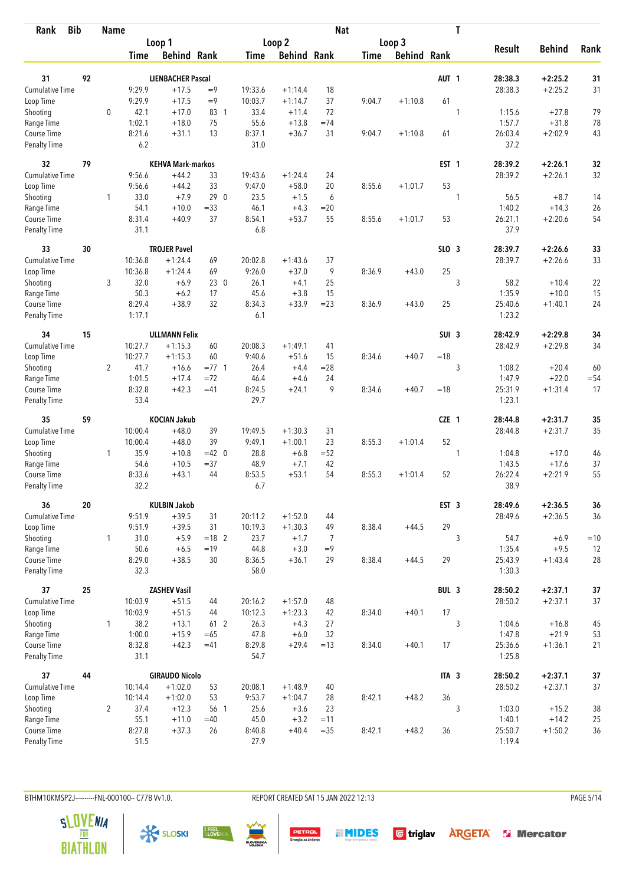| Rank | Bib | Name | | | | | | | Nat | | | T | | | |
|---|---|---|---|---|---|---|---|---|---|---|---|---|---|---|---|
| | | | Loop 1 | | | Loop 2 | | | Loop 3 | | | | | | |
| | | | Time | Behind | Rank | Time | Behind | Rank | Time | Behind | Rank | | Result | Behind | Rank |
| **31** | **92** | **LIENBACHER Pascal** | | | | | | | | | | **AUT 1** | **28:38.3** | **+2:25.2** | **31** |
| Cumulative Time | | | 9:29.9 | +17.5 | =9 | 19:33.6 | +1:14.4 | 18 | | | | | 28:38.3 | +2:25.2 | 31 |
| Loop Time | | | 9:29.9 | +17.5 | =9 | 10:03.7 | +1:14.7 | 37 | 9:04.7 | +1:10.8 | 61 | | | | |
| Shooting | | 0 | 42.1 | +17.0 | 83 1 | 33.4 | +11.4 | 72 | | | | 1 | 1:15.6 | +27.8 | 79 |
| Range Time | | | 1:02.1 | +18.0 | 75 | 55.6 | +13.8 | =74 | | | | | 1:57.7 | +31.8 | 78 |
| Course Time | | | 8:21.6 | +31.1 | 13 | 8:37.1 | +36.7 | 31 | 9:04.7 | +1:10.8 | 61 | | 26:03.4 | +2:02.9 | 43 |
| Penalty Time | | | 6.2 | | | 31.0 | | | | | | | 37.2 | | |
| **32** | **79** | **KEHVA Mark-markos** | | | | | | | | | | **EST 1** | **28:39.2** | **+2:26.1** | **32** |
| Cumulative Time | | | 9:56.6 | +44.2 | 33 | 19:43.6 | +1:24.4 | 24 | | | | | 28:39.2 | +2:26.1 | 32 |
| Loop Time | | | 9:56.6 | +44.2 | 33 | 9:47.0 | +58.0 | 20 | 8:55.6 | +1:01.7 | 53 | | | | |
| Shooting | | 1 | 33.0 | +7.9 | 29 0 | 23.5 | +1.5 | 6 | | | | 1 | 56.5 | +8.7 | 14 |
| Range Time | | | 54.1 | +10.0 | =33 | 46.1 | +4.3 | =20 | | | | | 1:40.2 | +14.3 | 26 |
| Course Time | | | 8:31.4 | +40.9 | 37 | 8:54.1 | +53.7 | 55 | 8:55.6 | +1:01.7 | 53 | | 26:21.1 | +2:20.6 | 54 |
| Penalty Time | | | 31.1 | | | 6.8 | | | | | | | 37.9 | | |
| **33** | **30** | **TROJER Pavel** | | | | | | | | | | **SLO 3** | **28:39.7** | **+2:26.6** | **33** |
| Cumulative Time | | | 10:36.8 | +1:24.4 | 69 | 20:02.8 | +1:43.6 | 37 | | | | | 28:39.7 | +2:26.6 | 33 |
| Loop Time | | | 10:36.8 | +1:24.4 | 69 | 9:26.0 | +37.0 | 9 | 8:36.9 | +43.0 | 25 | | | | |
| Shooting | | 3 | 32.0 | +6.9 | 23 0 | 26.1 | +4.1 | 25 | | | | 3 | 58.2 | +10.4 | 22 |
| Range Time | | | 50.3 | +6.2 | 17 | 45.6 | +3.8 | 15 | | | | | 1:35.9 | +10.0 | 15 |
| Course Time | | | 8:29.4 | +38.9 | 32 | 8:34.3 | +33.9 | =23 | 8:36.9 | +43.0 | 25 | | 25:40.6 | +1:40.1 | 24 |
| Penalty Time | | | 1:17.1 | | | 6.1 | | | | | | | 1:23.2 | | |
| **34** | **15** | **ULLMANN Felix** | | | | | | | | | | **SUI 3** | **28:42.9** | **+2:29.8** | **34** |
| Cumulative Time | | | 10:27.7 | +1:15.3 | 60 | 20:08.3 | +1:49.1 | 41 | | | | | 28:42.9 | +2:29.8 | 34 |
| Loop Time | | | 10:27.7 | +1:15.3 | 60 | 9:40.6 | +51.6 | 15 | 8:34.6 | +40.7 | =18 | | | | |
| Shooting | | 2 | 41.7 | +16.6 | =77 1 | 26.4 | +4.4 | =28 | | | | 3 | 1:08.2 | +20.4 | 60 |
| Range Time | | | 1:01.5 | +17.4 | =72 | 46.4 | +4.6 | 24 | | | | | 1:47.9 | +22.0 | =54 |
| Course Time | | | 8:32.8 | +42.3 | =41 | 8:24.5 | +24.1 | 9 | 8:34.6 | +40.7 | =18 | | 25:31.9 | +1:31.4 | 17 |
| Penalty Time | | | 53.4 | | | 29.7 | | | | | | | 1:23.1 | | |
| **35** | **59** | **KOCIAN Jakub** | | | | | | | | | | **CZE 1** | **28:44.8** | **+2:31.7** | **35** |
| Cumulative Time | | | 10:00.4 | +48.0 | 39 | 19:49.5 | +1:30.3 | 31 | | | | | 28:44.8 | +2:31.7 | 35 |
| Loop Time | | | 10:00.4 | +48.0 | 39 | 9:49.1 | +1:00.1 | 23 | 8:55.3 | +1:01.4 | 52 | | | | |
| Shooting | | 1 | 35.9 | +10.8 | =42 0 | 28.8 | +6.8 | =52 | | | | 1 | 1:04.8 | +17.0 | 46 |
| Range Time | | | 54.6 | +10.5 | =37 | 48.9 | +7.1 | 42 | | | | | 1:43.5 | +17.6 | 37 |
| Course Time | | | 8:33.6 | +43.1 | 44 | 8:53.5 | +53.1 | 54 | 8:55.3 | +1:01.4 | 52 | | 26:22.4 | +2:21.9 | 55 |
| Penalty Time | | | 32.2 | | | 6.7 | | | | | | | 38.9 | | |
| **36** | **20** | **KULBIN Jakob** | | | | | | | | | | **EST 3** | **28:49.6** | **+2:36.5** | **36** |
| Cumulative Time | | | 9:51.9 | +39.5 | 31 | 20:11.2 | +1:52.0 | 44 | | | | | 28:49.6 | +2:36.5 | 36 |
| Loop Time | | | 9:51.9 | +39.5 | 31 | 10:19.3 | +1:30.3 | 49 | 8:38.4 | +44.5 | 29 | | | | |
| Shooting | | 1 | 31.0 | +5.9 | =18 2 | 23.7 | +1.7 | 7 | | | | 3 | 54.7 | +6.9 | =10 |
| Range Time | | | 50.6 | +6.5 | =19 | 44.8 | +3.0 | =9 | | | | | 1:35.4 | +9.5 | 12 |
| Course Time | | | 8:29.0 | +38.5 | 30 | 8:36.5 | +36.1 | 29 | 8:38.4 | +44.5 | 29 | | 25:43.9 | +1:43.4 | 28 |
| Penalty Time | | | 32.3 | | | 58.0 | | | | | | | 1:30.3 | | |
| **37** | **25** | **ZASHEV Vasil** | | | | | | | | | | **BUL 3** | **28:50.2** | **+2:37.1** | **37** |
| Cumulative Time | | | 10:03.9 | +51.5 | 44 | 20:16.2 | +1:57.0 | 48 | | | | | 28:50.2 | +2:37.1 | 37 |
| Loop Time | | | 10:03.9 | +51.5 | 44 | 10:12.3 | +1:23.3 | 42 | 8:34.0 | +40.1 | 17 | | | | |
| Shooting | | 1 | 38.2 | +13.1 | 61 2 | 26.3 | +4.3 | 27 | | | | 3 | 1:04.6 | +16.8 | 45 |
| Range Time | | | 1:00.0 | +15.9 | =65 | 47.8 | +6.0 | 32 | | | | | 1:47.8 | +21.9 | 53 |
| Course Time | | | 8:32.8 | +42.3 | =41 | 8:29.8 | +29.4 | =13 | 8:34.0 | +40.1 | 17 | | 25:36.6 | +1:36.1 | 21 |
| Penalty Time | | | 31.1 | | | 54.7 | | | | | | | 1:25.8 | | |
| **37** | **44** | **GIRAUDO Nicolo** | | | | | | | | | | **ITA 3** | **28:50.2** | **+2:37.1** | **37** |
| Cumulative Time | | | 10:14.4 | +1:02.0 | 53 | 20:08.1 | +1:48.9 | 40 | | | | | 28:50.2 | +2:37.1 | 37 |
| Loop Time | | | 10:14.4 | +1:02.0 | 53 | 9:53.7 | +1:04.7 | 28 | 8:42.1 | +48.2 | 36 | | | | |
| Shooting | | 2 | 37.4 | +12.3 | 56 1 | 25.6 | +3.6 | 23 | | | | 3 | 1:03.0 | +15.2 | 38 |
| Range Time | | | 55.1 | +11.0 | =40 | 45.0 | +3.2 | =11 | | | | | 1:40.1 | +14.2 | 25 |
| Course Time | | | 8:27.8 | +37.3 | 26 | 8:40.8 | +40.4 | =35 | 8:42.1 | +48.2 | 36 | | 25:50.7 | +1:50.2 | 36 |
| Penalty Time | | | 51.5 | | | 27.9 | | | | | | | 1:19.4 | | |

BTHM10KMSP2J----------FNL-000100-- C77B Vv1.0. REPORT CREATED SAT 15 JAN 2022 12:13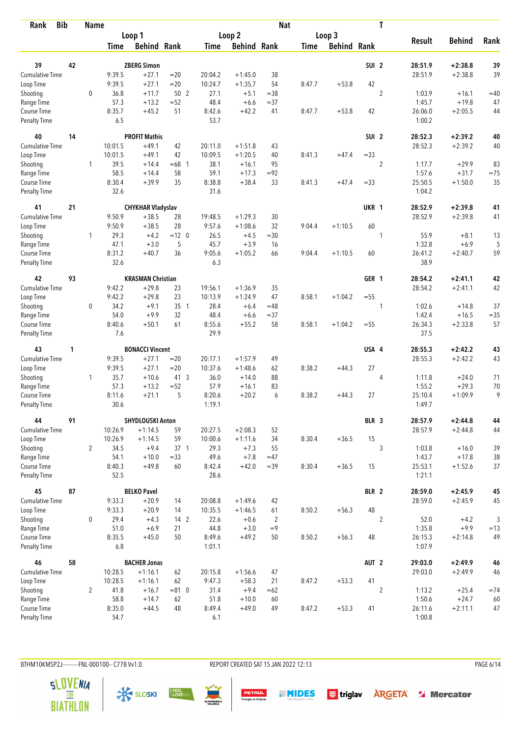| Rank | Bib | Name | | | | | | | Nat | | | T | | | |
|---|---|---|---|---|---|---|---|---|---|---|---|---|---|---|---|
| | | | Loop 1 | | | Loop 2 | | | Loop 3 | | | | Result | Behind | Rank |
| | | | Time | Behind | Rank | Time | Behind | Rank | Time | Behind | Rank | | | | |
| **39** | **42** | **ZBERG Simon** | | | | | | | | | **SUI** | **2** | **28:51.9** | **+2:38.8** | **39** |
| Cumulative Time | | | 9:39.5 | +27.1 | =20 | 20:04.2 | +1:45.0 | 38 | | | | | 28:51.9 | +2:38.8 | 39 |
| Loop Time | | | 9:39.5 | +27.1 | =20 | 10:24.7 | +1:35.7 | 54 | 8:47.7 | +53.8 | 42 | | | | |
| Shooting | | 0 | 36.8 | +11.7 | 50 2 | 27.1 | +5.1 | =38 | | | | 2 | 1:03.9 | +16.1 | =40 |
| Range Time | | | 57.3 | +13.2 | =52 | 48.4 | +6.6 | =37 | | | | | 1:45.7 | +19.8 | 47 |
| Course Time | | | 8:35.7 | +45.2 | 51 | 8:42.6 | +42.2 | 41 | 8:47.7 | +53.8 | 42 | | 26:06.0 | +2:05.5 | 44 |
| Penalty Time | | | 6.5 | | | 53.7 | | | | | | | 1:00.2 | | |
| **40** | **14** | **PROFIT Mathis** | | | | | | | | | **SUI** | **2** | **28:52.3** | **+2:39.2** | **40** |
| Cumulative Time | | | 10:01.5 | +49.1 | 42 | 20:11.0 | +1:51.8 | 43 | | | | | 28:52.3 | +2:39.2 | 40 |
| Loop Time | | | 10:01.5 | +49.1 | 42 | 10:09.5 | +1:20.5 | 40 | 8:41.3 | +47.4 | =33 | | | | |
| Shooting | | 1 | 39.5 | +14.4 | =68 1 | 38.1 | +16.1 | 95 | | | | 2 | 1:17.7 | +29.9 | 83 |
| Range Time | | | 58.5 | +14.4 | 58 | 59.1 | +17.3 | =92 | | | | | 1:57.6 | +31.7 | =75 |
| Course Time | | | 8:30.4 | +39.9 | 35 | 8:38.8 | +38.4 | 33 | 8:41.3 | +47.4 | =33 | | 25:50.5 | +1:50.0 | 35 |
| Penalty Time | | | 32.6 | | | 31.6 | | | | | | | 1:04.2 | | |
| **41** | **21** | **CHYKHAR Vladyslav** | | | | | | | | | **UKR** | **1** | **28:52.9** | **+2:39.8** | **41** |
| Cumulative Time | | | 9:50.9 | +38.5 | 28 | 19:48.5 | +1:29.3 | 30 | | | | | 28:52.9 | +2:39.8 | 41 |
| Loop Time | | | 9:50.9 | +38.5 | 28 | 9:57.6 | +1:08.6 | 32 | 9:04.4 | +1:10.5 | 60 | | | | |
| Shooting | | 1 | 29.3 | +4.2 | =12 0 | 26.5 | +4.5 | =30 | | | | 1 | 55.9 | +8.1 | 13 |
| Range Time | | | 47.1 | +3.0 | 5 | 45.7 | +3.9 | 16 | | | | | 1:32.8 | +6.9 | 5 |
| Course Time | | | 8:31.2 | +40.7 | 36 | 9:05.6 | +1:05.2 | 66 | 9:04.4 | +1:10.5 | 60 | | 26:41.2 | +2:40.7 | 59 |
| Penalty Time | | | 32.6 | | | 6.3 | | | | | | | 38.9 | | |
| **42** | **93** | **KRASMAN Christian** | | | | | | | | | **GER** | **1** | **28:54.2** | **+2:41.1** | **42** |
| Cumulative Time | | | 9:42.2 | +29.8 | 23 | 19:56.1 | +1:36.9 | 35 | | | | | 28:54.2 | +2:41.1 | 42 |
| Loop Time | | | 9:42.2 | +29.8 | 23 | 10:13.9 | +1:24.9 | 47 | 8:58.1 | +1:04.2 | =55 | | | | |
| Shooting | | 0 | 34.2 | +9.1 | 35 1 | 28.4 | +6.4 | =48 | | | | 1 | 1:02.6 | +14.8 | 37 |
| Range Time | | | 54.0 | +9.9 | 32 | 48.4 | +6.6 | =37 | | | | | 1:42.4 | +16.5 | =35 |
| Course Time | | | 8:40.6 | +50.1 | 61 | 8:55.6 | +55.2 | 58 | 8:58.1 | +1:04.2 | =55 | | 26:34.3 | +2:33.8 | 57 |
| Penalty Time | | | 7.6 | | | 29.9 | | | | | | | 37.5 | | |
| **43** | **1** | **BONACCI Vincent** | | | | | | | | | **USA** | **4** | **28:55.3** | **+2:42.2** | **43** |
| Cumulative Time | | | 9:39.5 | +27.1 | =20 | 20:17.1 | +1:57.9 | 49 | | | | | 28:55.3 | +2:42.2 | 43 |
| Loop Time | | | 9:39.5 | +27.1 | =20 | 10:37.6 | +1:48.6 | 62 | 8:38.2 | +44.3 | 27 | | | | |
| Shooting | | 1 | 35.7 | +10.6 | 41 3 | 36.0 | +14.0 | 88 | | | | 4 | 1:11.8 | +24.0 | 71 |
| Range Time | | | 57.3 | +13.2 | =52 | 57.9 | +16.1 | 83 | | | | | 1:55.2 | +29.3 | 70 |
| Course Time | | | 8:11.6 | +21.1 | 5 | 8:20.6 | +20.2 | 6 | 8:38.2 | +44.3 | 27 | | 25:10.4 | +1:09.9 | 9 |
| Penalty Time | | | 30.6 | | | 1:19.1 | | | | | | | 1:49.7 | | |
| **44** | **91** | **SHYDLOUSKI Anton** | | | | | | | | | **BLR** | **3** | **28:57.9** | **+2:44.8** | **44** |
| Cumulative Time | | | 10:26.9 | +1:14.5 | 59 | 20:27.5 | +2:08.3 | 52 | | | | | 28:57.9 | +2:44.8 | 44 |
| Loop Time | | | 10:26.9 | +1:14.5 | 59 | 10:00.6 | +1:11.6 | 34 | 8:30.4 | +36.5 | 15 | | | | |
| Shooting | | 2 | 34.5 | +9.4 | 37 1 | 29.3 | +7.3 | 55 | | | | 3 | 1:03.8 | +16.0 | 39 |
| Range Time | | | 54.1 | +10.0 | =33 | 49.6 | +7.8 | =47 | | | | | 1:43.7 | +17.8 | 38 |
| Course Time | | | 8:40.3 | +49.8 | 60 | 8:42.4 | +42.0 | =39 | 8:30.4 | +36.5 | 15 | | 25:53.1 | +1:52.6 | 37 |
| Penalty Time | | | 52.5 | | | 28.6 | | | | | | | 1:21.1 | | |
| **45** | **87** | **BELKO Pavel** | | | | | | | | | **BLR** | **2** | **28:59.0** | **+2:45.9** | **45** |
| Cumulative Time | | | 9:33.3 | +20.9 | 14 | 20:08.8 | +1:49.6 | 42 | | | | | 28:59.0 | +2:45.9 | 45 |
| Loop Time | | | 9:33.3 | +20.9 | 14 | 10:35.5 | +1:46.5 | 61 | 8:50.2 | +56.3 | 48 | | | | |
| Shooting | | 0 | 29.4 | +4.3 | 14 2 | 22.6 | +0.6 | 2 | | | | 2 | 52.0 | +4.2 | 3 |
| Range Time | | | 51.0 | +6.9 | 21 | 44.8 | +3.0 | =9 | | | | | 1:35.8 | +9.9 | =13 |
| Course Time | | | 8:35.5 | +45.0 | 50 | 8:49.6 | +49.2 | 50 | 8:50.2 | +56.3 | 48 | | 26:15.3 | +2:14.8 | 49 |
| Penalty Time | | | 6.8 | | | 1:01.1 | | | | | | | 1:07.9 | | |
| **46** | **58** | **BACHER Jonas** | | | | | | | | | **AUT** | **2** | **29:03.0** | **+2:49.9** | **46** |
| Cumulative Time | | | 10:28.5 | +1:16.1 | 62 | 20:15.8 | +1:56.6 | 47 | | | | | 29:03.0 | +2:49.9 | 46 |
| Loop Time | | | 10:28.5 | +1:16.1 | 62 | 9:47.3 | +58.3 | 21 | 8:47.2 | +53.3 | 41 | | | | |
| Shooting | | 2 | 41.8 | +16.7 | =81 0 | 31.4 | +9.4 | =62 | | | | 2 | 1:13.2 | +25.4 | =74 |
| Range Time | | | 58.8 | +14.7 | 62 | 51.8 | +10.0 | 60 | | | | | 1:50.6 | +24.7 | 60 |
| Course Time | | | 8:35.0 | +44.5 | 48 | 8:49.4 | +49.0 | 49 | 8:47.2 | +53.3 | 41 | | 26:11.6 | +2:11.1 | 47 |
| Penalty Time | | | 54.7 | | | 6.1 | | | | | | | 1:00.8 | | |

BTHM10KMSP2J-----------FNL-000100-- C77B Vv1.0. REPORT CREATED SAT 15 JAN 2022 12:13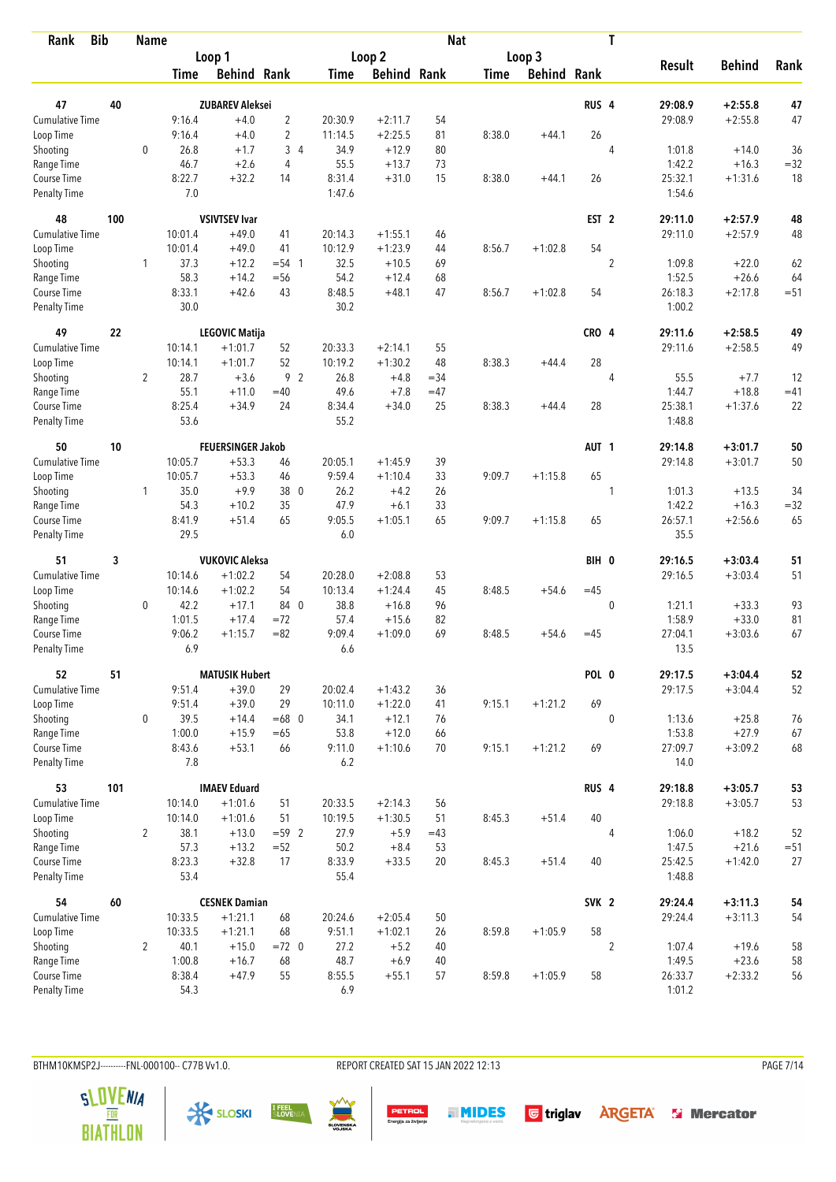| Rank | Bib | | Name | | | | | | Nat | | | T | | | |
|---|---|---|---|---|---|---|---|---|---|---|---|---|---|---|---|
| | | | Loop 1 | | | Loop 2 | | | Loop 3 | | | | Result | Behind | Rank |
| | | | Time | Behind | Rank | Time | Behind | Rank | Time | Behind | Rank | | | | |
| **47** | **40** | | **ZUBAREV Aleksei** | | | | | | | | **RUS** | **4** | **29:08.9** | **+2:55.8** | **47** |
| Cumulative Time | | | 9:16.4 | +4.0 | 2 | 20:30.9 | +2:11.7 | 54 | | | | | 29:08.9 | +2:55.8 | 47 |
| Loop Time | | | 9:16.4 | +4.0 | 2 | 11:14.5 | +2:25.5 | 81 | 8:38.0 | +44.1 | 26 | | | | |
| Shooting | | 0 | 26.8 | +1.7 | 3 4 | 34.9 | +12.9 | 80 | | | | 4 | 1:01.8 | +14.0 | 36 |
| Range Time | | | 46.7 | +2.6 | 4 | 55.5 | +13.7 | 73 | | | | | 1:42.2 | +16.3 | =32 |
| Course Time | | | 8:22.7 | +32.2 | 14 | 8:31.4 | +31.0 | 15 | 8:38.0 | +44.1 | 26 | | 25:32.1 | +1:31.6 | 18 |
| Penalty Time | | | 7.0 | | | 1:47.6 | | | | | | | 1:54.6 | | |
| **48** | **100** | | **VSIVTSEV Ivar** | | | | | | | | **EST** | **2** | **29:11.0** | **+2:57.9** | **48** |
| Cumulative Time | | | 10:01.4 | +49.0 | 41 | 20:14.3 | +1:55.1 | 46 | | | | | 29:11.0 | +2:57.9 | 48 |
| Loop Time | | | 10:01.4 | +49.0 | 41 | 10:12.9 | +1:23.9 | 44 | 8:56.7 | +1:02.8 | 54 | | | | |
| Shooting | | 1 | 37.3 | +12.2 | =54 1 | 32.5 | +10.5 | 69 | | | | 2 | 1:09.8 | +22.0 | 62 |
| Range Time | | | 58.3 | +14.2 | =56 | 54.2 | +12.4 | 68 | | | | | 1:52.5 | +26.6 | 64 |
| Course Time | | | 8:33.1 | +42.6 | 43 | 8:48.5 | +48.1 | 47 | 8:56.7 | +1:02.8 | 54 | | 26:18.3 | +2:17.8 | =51 |
| Penalty Time | | | 30.0 | | | 30.2 | | | | | | | 1:00.2 | | |
| **49** | **22** | | **LEGOVIC Matija** | | | | | | | | **CRO** | **4** | **29:11.6** | **+2:58.5** | **49** |
| Cumulative Time | | | 10:14.1 | +1:01.7 | 52 | 20:33.3 | +2:14.1 | 55 | | | | | 29:11.6 | +2:58.5 | 49 |
| Loop Time | | | 10:14.1 | +1:01.7 | 52 | 10:19.2 | +1:30.2 | 48 | 8:38.3 | +44.4 | 28 | | | | |
| Shooting | | 2 | 28.7 | +3.6 | 9 2 | 26.8 | +4.8 | =34 | | | | 4 | 55.5 | +7.7 | 12 |
| Range Time | | | 55.1 | +11.0 | =40 | 49.6 | +7.8 | =47 | | | | | 1:44.7 | +18.8 | =41 |
| Course Time | | | 8:25.4 | +34.9 | 24 | 8:34.4 | +34.0 | 25 | 8:38.3 | +44.4 | 28 | | 25:38.1 | +1:37.6 | 22 |
| Penalty Time | | | 53.6 | | | 55.2 | | | | | | | 1:48.8 | | |
| **50** | **10** | | **FEUERSINGER Jakob** | | | | | | | | **AUT** | **1** | **29:14.8** | **+3:01.7** | **50** |
| Cumulative Time | | | 10:05.7 | +53.3 | 46 | 20:05.1 | +1:45.9 | 39 | | | | | 29:14.8 | +3:01.7 | 50 |
| Loop Time | | | 10:05.7 | +53.3 | 46 | 9:59.4 | +1:10.4 | 33 | 9:09.7 | +1:15.8 | 65 | | | | |
| Shooting | | 1 | 35.0 | +9.9 | 38 0 | 26.2 | +4.2 | 26 | | | | 1 | 1:01.3 | +13.5 | 34 |
| Range Time | | | 54.3 | +10.2 | 35 | 47.9 | +6.1 | 33 | | | | | 1:42.2 | +16.3 | =32 |
| Course Time | | | 8:41.9 | +51.4 | 65 | 9:05.5 | +1:05.1 | 65 | 9:09.7 | +1:15.8 | 65 | | 26:57.1 | +2:56.6 | 65 |
| Penalty Time | | | 29.5 | | | 6.0 | | | | | | | 35.5 | | |
| **51** | **3** | | **VUKOVIC Aleksa** | | | | | | | | **BIH** | **0** | **29:16.5** | **+3:03.4** | **51** |
| Cumulative Time | | | 10:14.6 | +1:02.2 | 54 | 20:28.0 | +2:08.8 | 53 | | | | | 29:16.5 | +3:03.4 | 51 |
| Loop Time | | | 10:14.6 | +1:02.2 | 54 | 10:13.4 | +1:24.4 | 45 | 8:48.5 | +54.6 | =45 | | | | |
| Shooting | | 0 | 42.2 | +17.1 | 84 0 | 38.8 | +16.8 | 96 | | | | 0 | 1:21.1 | +33.3 | 93 |
| Range Time | | | 1:01.5 | +17.4 | =72 | 57.4 | +15.6 | 82 | | | | | 1:58.9 | +33.0 | 81 |
| Course Time | | | 9:06.2 | +1:15.7 | =82 | 9:09.4 | +1:09.0 | 69 | 8:48.5 | +54.6 | =45 | | 27:04.1 | +3:03.6 | 67 |
| Penalty Time | | | 6.9 | | | 6.6 | | | | | | | 13.5 | | |
| **52** | **51** | | **MATUSIK Hubert** | | | | | | | | **POL** | **0** | **29:17.5** | **+3:04.4** | **52** |
| Cumulative Time | | | 9:51.4 | +39.0 | 29 | 20:02.4 | +1:43.2 | 36 | | | | | 29:17.5 | +3:04.4 | 52 |
| Loop Time | | | 9:51.4 | +39.0 | 29 | 10:11.0 | +1:22.0 | 41 | 9:15.1 | +1:21.2 | 69 | | | | |
| Shooting | | 0 | 39.5 | +14.4 | =68 0 | 34.1 | +12.1 | 76 | | | | 0 | 1:13.6 | +25.8 | 76 |
| Range Time | | | 1:00.0 | +15.9 | =65 | 53.8 | +12.0 | 66 | | | | | 1:53.8 | +27.9 | 67 |
| Course Time | | | 8:43.6 | +53.1 | 66 | 9:11.0 | +1:10.6 | 70 | 9:15.1 | +1:21.2 | 69 | | 27:09.7 | +3:09.2 | 68 |
| Penalty Time | | | 7.8 | | | 6.2 | | | | | | | 14.0 | | |
| **53** | **101** | | **IMAEV Eduard** | | | | | | | | **RUS** | **4** | **29:18.8** | **+3:05.7** | **53** |
| Cumulative Time | | | 10:14.0 | +1:01.6 | 51 | 20:33.5 | +2:14.3 | 56 | | | | | 29:18.8 | +3:05.7 | 53 |
| Loop Time | | | 10:14.0 | +1:01.6 | 51 | 10:19.5 | +1:30.5 | 51 | 8:45.3 | +51.4 | 40 | | | | |
| Shooting | | 2 | 38.1 | +13.0 | =59 2 | 27.9 | +5.9 | =43 | | | | 4 | 1:06.0 | +18.2 | 52 |
| Range Time | | | 57.3 | +13.2 | =52 | 50.2 | +8.4 | 53 | | | | | 1:47.5 | +21.6 | =51 |
| Course Time | | | 8:23.3 | +32.8 | 17 | 8:33.9 | +33.5 | 20 | 8:45.3 | +51.4 | 40 | | 25:42.5 | +1:42.0 | 27 |
| Penalty Time | | | 53.4 | | | 55.4 | | | | | | | 1:48.8 | | |
| **54** | **60** | | **CESNEK Damian** | | | | | | | | **SVK** | **2** | **29:24.4** | **+3:11.3** | **54** |
| Cumulative Time | | | 10:33.5 | +1:21.1 | 68 | 20:24.6 | +2:05.4 | 50 | | | | | 29:24.4 | +3:11.3 | 54 |
| Loop Time | | | 10:33.5 | +1:21.1 | 68 | 9:51.1 | +1:02.1 | 26 | 8:59.8 | +1:05.9 | 58 | | | | |
| Shooting | | 2 | 40.1 | +15.0 | =72 0 | 27.2 | +5.2 | 40 | | | | 2 | 1:07.4 | +19.6 | 58 |
| Range Time | | | 1:00.8 | +16.7 | 68 | 48.7 | +6.9 | 40 | | | | | 1:49.5 | +23.6 | 58 |
| Course Time | | | 8:38.4 | +47.9 | 55 | 8:55.5 | +55.1 | 57 | 8:59.8 | +1:05.9 | 58 | | 26:33.7 | +2:33.2 | 56 |
| Penalty Time | | | 54.3 | | | 6.9 | | | | | | | 1:01.2 | | |

BTHM10KMSP2J-----------FNL-000100-- C77B Vv1.0. REPORT CREATED SAT 15 JAN 2022 12:13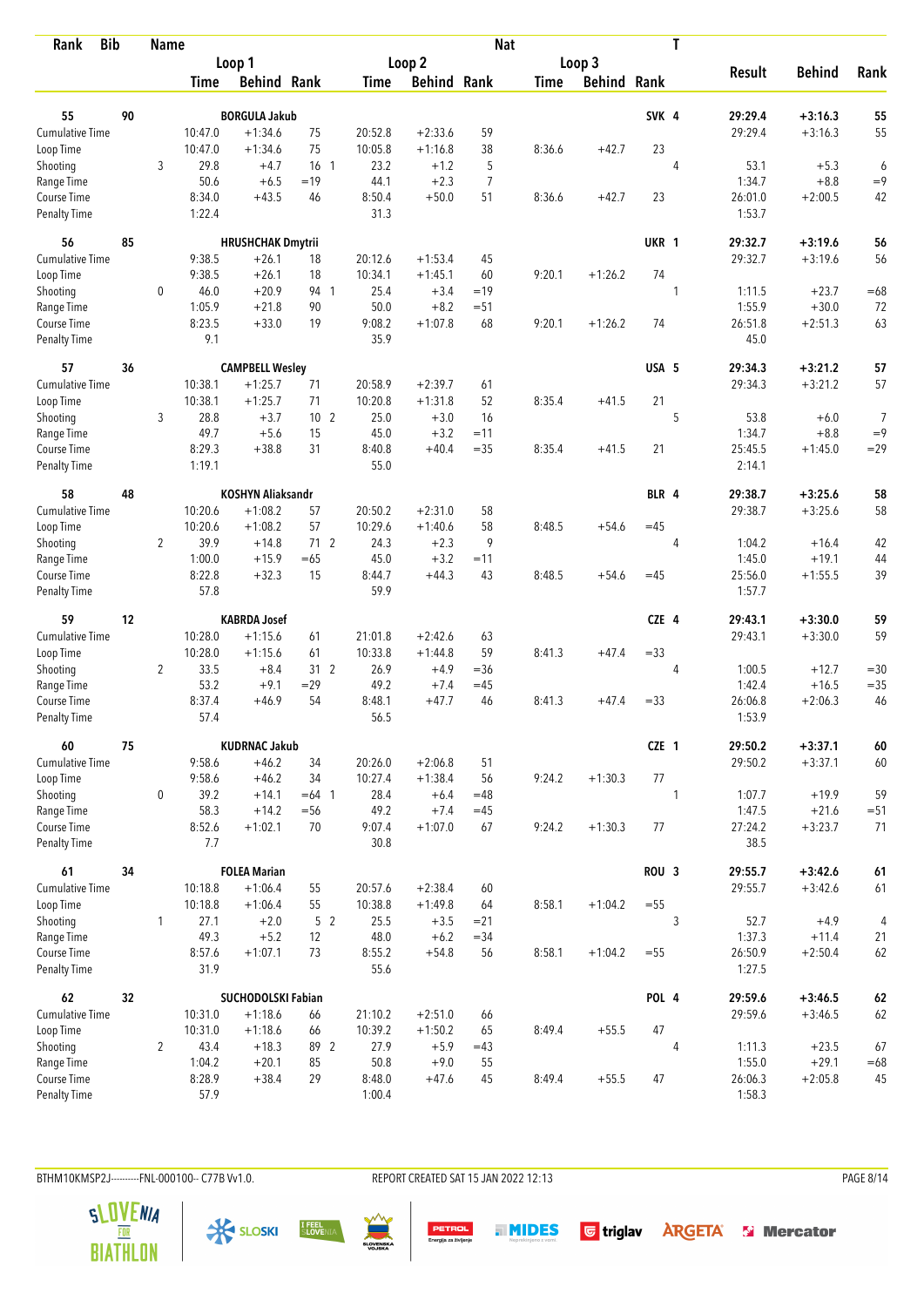| Rank | Bib | | Name | | | | | | Nat | | | T | | | |
|---|---|---|---|---|---|---|---|---|---|---|---|---|---|---|---|
| | | | Loop 1 | | | Loop 2 | | | Loop 3 | | | | Result | Behind | Rank |
| | | | Time | Behind | Rank | Time | Behind | Rank | Time | Behind | Rank | | | | |
| **55** | **90** | | **BORGULA Jakub** | | | | | | | | **SVK** | **4** | **29:29.4** | **+3:16.3** | **55** |
| Cumulative Time | | | 10:47.0 | +1:34.6 | 75 | 20:52.8 | +2:33.6 | 59 | | | | | 29:29.4 | +3:16.3 | 55 |
| Loop Time | | | 10:47.0 | +1:34.6 | 75 | 10:05.8 | +1:16.8 | 38 | 8:36.6 | +42.7 | 23 | | | | |
| Shooting | | 3 | 29.8 | +4.7 | 16 1 | 23.2 | +1.2 | 5 | | | | 4 | 53.1 | +5.3 | 6 |
| Range Time | | | 50.6 | +6.5 | =19 | 44.1 | +2.3 | 7 | | | | | 1:34.7 | +8.8 | =9 |
| Course Time | | | 8:34.0 | +43.5 | 46 | 8:50.4 | +50.0 | 51 | 8:36.6 | +42.7 | 23 | | 26:01.0 | +2:00.5 | 42 |
| Penalty Time | | | 1:22.4 | | | 31.3 | | | | | | | 1:53.7 | | |
| **56** | **85** | | **HRUSHCHAK Dmytrii** | | | | | | | | **UKR** | **1** | **29:32.7** | **+3:19.6** | **56** |
| Cumulative Time | | | 9:38.5 | +26.1 | 18 | 20:12.6 | +1:53.4 | 45 | | | | | 29:32.7 | +3:19.6 | 56 |
| Loop Time | | | 9:38.5 | +26.1 | 18 | 10:34.1 | +1:45.1 | 60 | 9:20.1 | +1:26.2 | 74 | | | | |
| Shooting | | 0 | 46.0 | +20.9 | 94 1 | 25.4 | +3.4 | =19 | | | | 1 | 1:11.5 | +23.7 | =68 |
| Range Time | | | 1:05.9 | +21.8 | 90 | 50.0 | +8.2 | =51 | | | | | 1:55.9 | +30.0 | 72 |
| Course Time | | | 8:23.5 | +33.0 | 19 | 9:08.2 | +1:07.8 | 68 | 9:20.1 | +1:26.2 | 74 | | 26:51.8 | +2:51.3 | 63 |
| Penalty Time | | | 9.1 | | | 35.9 | | | | | | | 45.0 | | |
| **57** | **36** | | **CAMPBELL Wesley** | | | | | | | | **USA** | **5** | **29:34.3** | **+3:21.2** | **57** |
| Cumulative Time | | | 10:38.1 | +1:25.7 | 71 | 20:58.9 | +2:39.7 | 61 | | | | | 29:34.3 | +3:21.2 | 57 |
| Loop Time | | | 10:38.1 | +1:25.7 | 71 | 10:20.8 | +1:31.8 | 52 | 8:35.4 | +41.5 | 21 | | | | |
| Shooting | | 3 | 28.8 | +3.7 | 10 2 | 25.0 | +3.0 | 16 | | | | 5 | 53.8 | +6.0 | 7 |
| Range Time | | | 49.7 | +5.6 | 15 | 45.0 | +3.2 | =11 | | | | | 1:34.7 | +8.8 | =9 |
| Course Time | | | 8:29.3 | +38.8 | 31 | 8:40.8 | +40.4 | =35 | 8:35.4 | +41.5 | 21 | | 25:45.5 | +1:45.0 | =29 |
| Penalty Time | | | 1:19.1 | | | 55.0 | | | | | | | 2:14.1 | | |
| **58** | **48** | | **KOSHYN Aliaksandr** | | | | | | | | **BLR** | **4** | **29:38.7** | **+3:25.6** | **58** |
| Cumulative Time | | | 10:20.6 | +1:08.2 | 57 | 20:50.2 | +2:31.0 | 58 | | | | | 29:38.7 | +3:25.6 | 58 |
| Loop Time | | | 10:20.6 | +1:08.2 | 57 | 10:29.6 | +1:40.6 | 58 | 8:48.5 | +54.6 | =45 | | | | |
| Shooting | | 2 | 39.9 | +14.8 | 71 2 | 24.3 | +2.3 | 9 | | | | 4 | 1:04.2 | +16.4 | 42 |
| Range Time | | | 1:00.0 | +15.9 | =65 | 45.0 | +3.2 | =11 | | | | | 1:45.0 | +19.1 | 44 |
| Course Time | | | 8:22.8 | +32.3 | 15 | 8:44.7 | +44.3 | 43 | 8:48.5 | +54.6 | =45 | | 25:56.0 | +1:55.5 | 39 |
| Penalty Time | | | 57.8 | | | 59.9 | | | | | | | 1:57.7 | | |
| **59** | **12** | | **KABRDA Josef** | | | | | | | | **CZE** | **4** | **29:43.1** | **+3:30.0** | **59** |
| Cumulative Time | | | 10:28.0 | +1:15.6 | 61 | 21:01.8 | +2:42.6 | 63 | | | | | 29:43.1 | +3:30.0 | 59 |
| Loop Time | | | 10:28.0 | +1:15.6 | 61 | 10:33.8 | +1:44.8 | 59 | 8:41.3 | +47.4 | =33 | | | | |
| Shooting | | 2 | 33.5 | +8.4 | 31 2 | 26.9 | +4.9 | =36 | | | | 4 | 1:00.5 | +12.7 | =30 |
| Range Time | | | 53.2 | +9.1 | =29 | 49.2 | +7.4 | =45 | | | | | 1:42.4 | +16.5 | =35 |
| Course Time | | | 8:37.4 | +46.9 | 54 | 8:48.1 | +47.7 | 46 | 8:41.3 | +47.4 | =33 | | 26:06.8 | +2:06.3 | 46 |
| Penalty Time | | | 57.4 | | | 56.5 | | | | | | | 1:53.9 | | |
| **60** | **75** | | **KUDRNAC Jakub** | | | | | | | | **CZE** | **1** | **29:50.2** | **+3:37.1** | **60** |
| Cumulative Time | | | 9:58.6 | +46.2 | 34 | 20:26.0 | +2:06.8 | 51 | | | | | 29:50.2 | +3:37.1 | 60 |
| Loop Time | | | 9:58.6 | +46.2 | 34 | 10:27.4 | +1:38.4 | 56 | 9:24.2 | +1:30.3 | 77 | | | | |
| Shooting | | 0 | 39.2 | +14.1 | =64 1 | 28.4 | +6.4 | =48 | | | | 1 | 1:07.7 | +19.9 | 59 |
| Range Time | | | 58.3 | +14.2 | =56 | 49.2 | +7.4 | =45 | | | | | 1:47.5 | +21.6 | =51 |
| Course Time | | | 8:52.6 | +1:02.1 | 70 | 9:07.4 | +1:07.0 | 67 | 9:24.2 | +1:30.3 | 77 | | 27:24.2 | +3:23.7 | 71 |
| Penalty Time | | | 7.7 | | | 30.8 | | | | | | | 38.5 | | |
| **61** | **34** | | **FOLEA Marian** | | | | | | | | **ROU** | **3** | **29:55.7** | **+3:42.6** | **61** |
| Cumulative Time | | | 10:18.8 | +1:06.4 | 55 | 20:57.6 | +2:38.4 | 60 | | | | | 29:55.7 | +3:42.6 | 61 |
| Loop Time | | | 10:18.8 | +1:06.4 | 55 | 10:38.8 | +1:49.8 | 64 | 8:58.1 | +1:04.2 | =55 | | | | |
| Shooting | | 1 | 27.1 | +2.0 | 5 2 | 25.5 | +3.5 | =21 | | | | 3 | 52.7 | +4.9 | 4 |
| Range Time | | | 49.3 | +5.2 | 12 | 48.0 | +6.2 | =34 | | | | | 1:37.3 | +11.4 | 21 |
| Course Time | | | 8:57.6 | +1:07.1 | 73 | 8:55.2 | +54.8 | 56 | 8:58.1 | +1:04.2 | =55 | | 26:50.9 | +2:50.4 | 62 |
| Penalty Time | | | 31.9 | | | 55.6 | | | | | | | 1:27.5 | | |
| **62** | **32** | | **SUCHODOLSKI Fabian** | | | | | | | | **POL** | **4** | **29:59.6** | **+3:46.5** | **62** |
| Cumulative Time | | | 10:31.0 | +1:18.6 | 66 | 21:10.2 | +2:51.0 | 66 | | | | | 29:59.6 | +3:46.5 | 62 |
| Loop Time | | | 10:31.0 | +1:18.6 | 66 | 10:39.2 | +1:50.2 | 65 | 8:49.4 | +55.5 | 47 | | | | |
| Shooting | | 2 | 43.4 | +18.3 | 89 2 | 27.9 | +5.9 | =43 | | | | 4 | 1:11.3 | +23.5 | 67 |
| Range Time | | | 1:04.2 | +20.1 | 85 | 50.8 | +9.0 | 55 | | | | | 1:55.0 | +29.1 | =68 |
| Course Time | | | 8:28.9 | +38.4 | 29 | 8:48.0 | +47.6 | 45 | 8:49.4 | +55.5 | 47 | | 26:06.3 | +2:05.8 | 45 |
| Penalty Time | | | 57.9 | | | 1:00.4 | | | | | | | 1:58.3 | | |

BTHM10KMSP2J-----------FNL-000100-- C77B Vv1.0. REPORT CREATED SAT 15 JAN 2022 12:13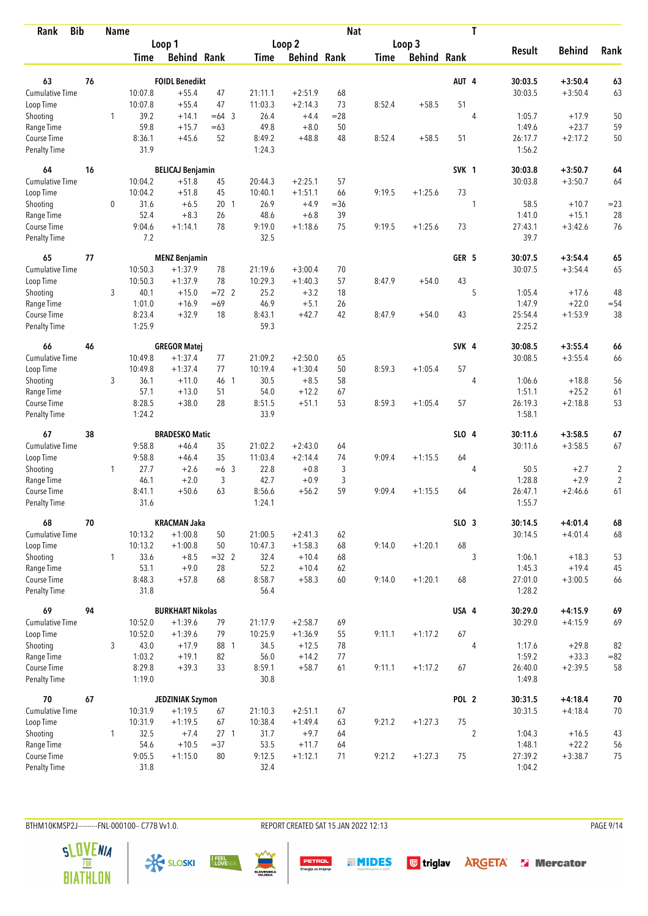| Rank | Bib | Name | | | | Nat | | | | T | | | |
|---|---|---|---|---|---|---|---|---|---|---|---|---|---|
| | | Loop 1 | | | Loop 2 | | | Loop 3 | | | Result | Behind | Rank |
| | | Time | Behind | Rank | Time | Behind | Rank | Time | Behind | Rank | | | |
| **63** | **76** | **FOIDL Benedikt** | | | | | | | | **AUT 4** | **30:03.5** | **+3:50.4** | **63** |
| Cumulative Time | | 10:07.8 | +55.4 | 47 | 21:11.1 | +2:51.9 | 68 | | | | 30:03.5 | +3:50.4 | 63 |
| Loop Time | | 10:07.8 | +55.4 | 47 | 11:03.3 | +2:14.3 | 73 | 8:52.4 | +58.5 | 51 | | | |
| Shooting | 1 | 39.2 | +14.1 | =64 3 | 26.4 | +4.4 | =28 | | | 4 | 1:05.7 | +17.9 | 50 |
| Range Time | | 59.8 | +15.7 | =63 | 49.8 | +8.0 | 50 | | | | 1:49.6 | +23.7 | 59 |
| Course Time | | 8:36.1 | +45.6 | 52 | 8:49.2 | +48.8 | 48 | 8:52.4 | +58.5 | 51 | 26:17.7 | +2:17.2 | 50 |
| Penalty Time | | 31.9 | | | 1:24.3 | | | | | | 1:56.2 | | |
| **64** | **16** | **BELICAJ Benjamin** | | | | | | | | **SVK 1** | **30:03.8** | **+3:50.7** | **64** |
| Cumulative Time | | 10:04.2 | +51.8 | 45 | 20:44.3 | +2:25.1 | 57 | | | | 30:03.8 | +3:50.7 | 64 |
| Loop Time | | 10:04.2 | +51.8 | 45 | 10:40.1 | +1:51.1 | 66 | 9:19.5 | +1:25.6 | 73 | | | |
| Shooting | 0 | 31.6 | +6.5 | 20 1 | 26.9 | +4.9 | =36 | | | 1 | 58.5 | +10.7 | =23 |
| Range Time | | 52.4 | +8.3 | 26 | 48.6 | +6.8 | 39 | | | | 1:41.0 | +15.1 | 28 |
| Course Time | | 9:04.6 | +1:14.1 | 78 | 9:19.0 | +1:18.6 | 75 | 9:19.5 | +1:25.6 | 73 | 27:43.1 | +3:42.6 | 76 |
| Penalty Time | | 7.2 | | | 32.5 | | | | | | 39.7 | | |
| **65** | **77** | **MENZ Benjamin** | | | | | | | | **GER 5** | **30:07.5** | **+3:54.4** | **65** |
| Cumulative Time | | 10:50.3 | +1:37.9 | 78 | 21:19.6 | +3:00.4 | 70 | | | | 30:07.5 | +3:54.4 | 65 |
| Loop Time | | 10:50.3 | +1:37.9 | 78 | 10:29.3 | +1:40.3 | 57 | 8:47.9 | +54.0 | 43 | | | |
| Shooting | 3 | 40.1 | +15.0 | =72 2 | 25.2 | +3.2 | 18 | | | 5 | 1:05.4 | +17.6 | 48 |
| Range Time | | 1:01.0 | +16.9 | =69 | 46.9 | +5.1 | 26 | | | | 1:47.9 | +22.0 | =54 |
| Course Time | | 8:23.4 | +32.9 | 18 | 8:43.1 | +42.7 | 42 | 8:47.9 | +54.0 | 43 | 25:54.4 | +1:53.9 | 38 |
| Penalty Time | | 1:25.9 | | | 59.3 | | | | | | 2:25.2 | | |
| **66** | **46** | **GREGOR Matej** | | | | | | | | **SVK 4** | **30:08.5** | **+3:55.4** | **66** |
| Cumulative Time | | 10:49.8 | +1:37.4 | 77 | 21:09.2 | +2:50.0 | 65 | | | | 30:08.5 | +3:55.4 | 66 |
| Loop Time | | 10:49.8 | +1:37.4 | 77 | 10:19.4 | +1:30.4 | 50 | 8:59.3 | +1:05.4 | 57 | | | |
| Shooting | 3 | 36.1 | +11.0 | 46 1 | 30.5 | +8.5 | 58 | | | 4 | 1:06.6 | +18.8 | 56 |
| Range Time | | 57.1 | +13.0 | 51 | 54.0 | +12.2 | 67 | | | | 1:51.1 | +25.2 | 61 |
| Course Time | | 8:28.5 | +38.0 | 28 | 8:51.5 | +51.1 | 53 | 8:59.3 | +1:05.4 | 57 | 26:19.3 | +2:18.8 | 53 |
| Penalty Time | | 1:24.2 | | | 33.9 | | | | | | 1:58.1 | | |
| **67** | **38** | **BRADESKO Matic** | | | | | | | | **SLO 4** | **30:11.6** | **+3:58.5** | **67** |
| Cumulative Time | | 9:58.8 | +46.4 | 35 | 21:02.2 | +2:43.0 | 64 | | | | 30:11.6 | +3:58.5 | 67 |
| Loop Time | | 9:58.8 | +46.4 | 35 | 11:03.4 | +2:14.4 | 74 | 9:09.4 | +1:15.5 | 64 | | | |
| Shooting | 1 | 27.7 | +2.6 | =6 3 | 22.8 | +0.8 | 3 | | | 4 | 50.5 | +2.7 | 2 |
| Range Time | | 46.1 | +2.0 | 3 | 42.7 | +0.9 | 3 | | | | 1:28.8 | +2.9 | 2 |
| Course Time | | 8:41.1 | +50.6 | 63 | 8:56.6 | +56.2 | 59 | 9:09.4 | +1:15.5 | 64 | 26:47.1 | +2:46.6 | 61 |
| Penalty Time | | 31.6 | | | 1:24.1 | | | | | | 1:55.7 | | |
| **68** | **70** | **KRACMAN Jaka** | | | | | | | | **SLO 3** | **30:14.5** | **+4:01.4** | **68** |
| Cumulative Time | | 10:13.2 | +1:00.8 | 50 | 21:00.5 | +2:41.3 | 62 | | | | 30:14.5 | +4:01.4 | 68 |
| Loop Time | | 10:13.2 | +1:00.8 | 50 | 10:47.3 | +1:58.3 | 68 | 9:14.0 | +1:20.1 | 68 | | | |
| Shooting | 1 | 33.6 | +8.5 | =32 2 | 32.4 | +10.4 | 68 | | | 3 | 1:06.1 | +18.3 | 53 |
| Range Time | | 53.1 | +9.0 | 28 | 52.2 | +10.4 | 62 | | | | 1:45.3 | +19.4 | 45 |
| Course Time | | 8:48.3 | +57.8 | 68 | 8:58.7 | +58.3 | 60 | 9:14.0 | +1:20.1 | 68 | 27:01.0 | +3:00.5 | 66 |
| Penalty Time | | 31.8 | | | 56.4 | | | | | | 1:28.2 | | |
| **69** | **94** | **BURKHART Nikolas** | | | | | | | | **USA 4** | **30:29.0** | **+4:15.9** | **69** |
| Cumulative Time | | 10:52.0 | +1:39.6 | 79 | 21:17.9 | +2:58.7 | 69 | | | | 30:29.0 | +4:15.9 | 69 |
| Loop Time | | 10:52.0 | +1:39.6 | 79 | 10:25.9 | +1:36.9 | 55 | 9:11.1 | +1:17.2 | 67 | | | |
| Shooting | 3 | 43.0 | +17.9 | 88 1 | 34.5 | +12.5 | 78 | | | 4 | 1:17.6 | +29.8 | 82 |
| Range Time | | 1:03.2 | +19.1 | 82 | 56.0 | +14.2 | 77 | | | | 1:59.2 | +33.3 | =82 |
| Course Time | | 8:29.8 | +39.3 | 33 | 8:59.1 | +58.7 | 61 | 9:11.1 | +1:17.2 | 67 | 26:40.0 | +2:39.5 | 58 |
| Penalty Time | | 1:19.0 | | | 30.8 | | | | | | 1:49.8 | | |
| **70** | **67** | **JEDZINIAK Szymon** | | | | | | | | **POL 2** | **30:31.5** | **+4:18.4** | **70** |
| Cumulative Time | | 10:31.9 | +1:19.5 | 67 | 21:10.3 | +2:51.1 | 67 | | | | 30:31.5 | +4:18.4 | 70 |
| Loop Time | | 10:31.9 | +1:19.5 | 67 | 10:38.4 | +1:49.4 | 63 | 9:21.2 | +1:27.3 | 75 | | | |
| Shooting | 1 | 32.5 | +7.4 | 27 1 | 31.7 | +9.7 | 64 | | | 2 | 1:04.3 | +16.5 | 43 |
| Range Time | | 54.6 | +10.5 | =37 | 53.5 | +11.7 | 64 | | | | 1:48.1 | +22.2 | 56 |
| Course Time | | 9:05.5 | +1:15.0 | 80 | 9:12.5 | +1:12.1 | 71 | 9:21.2 | +1:27.3 | 75 | 27:39.2 | +3:38.7 | 75 |
| Penalty Time | | 31.8 | | | 32.4 | | | | | | 1:04.2 | | |

BTHM10KMSP2J-----------FNL-000100-- C77B Vv1.0. REPORT CREATED SAT 15 JAN 2022 12:13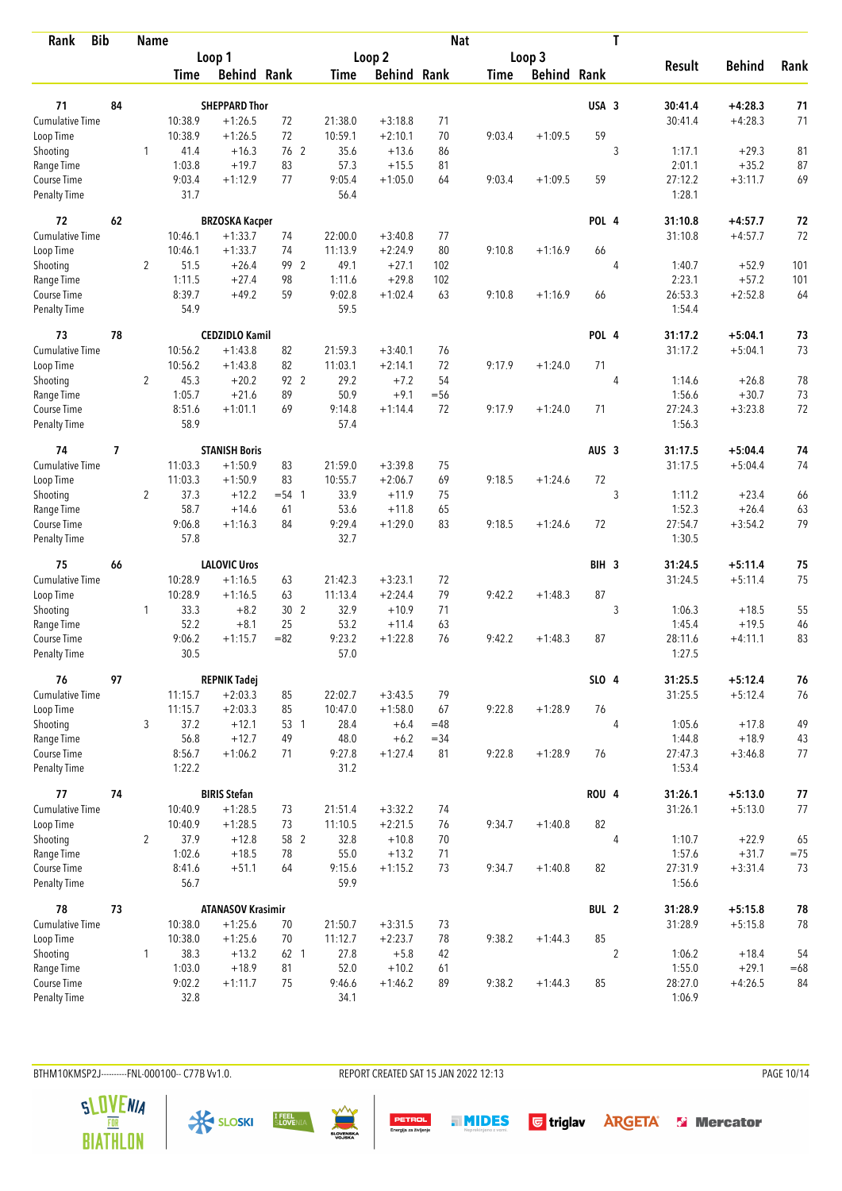| Rank | Bib | | Name | | | | | | Nat | | | T | | | |
|---|---|---|---|---|---|---|---|---|---|---|---|---|---|---|---|
| | | | Loop 1 | | | Loop 2 | | | Loop 3 | | | | Result | Behind | Rank |
| | | | Time | Behind | Rank | Time | Behind | Rank | Time | Behind | Rank | | | | |
| **71** | **84** | | **SHEPPARD Thor** | | | | | | | | **USA** | **3** | **30:41.4** | **+4:28.3** | **71** |
| Cumulative Time | | | 10:38.9 | +1:26.5 | 72 | 21:38.0 | +3:18.8 | 71 | | | | | 30:41.4 | +4:28.3 | 71 |
| Loop Time | | | 10:38.9 | +1:26.5 | 72 | 10:59.1 | +2:10.1 | 70 | 9:03.4 | +1:09.5 | 59 | | | | |
| Shooting | | 1 | 41.4 | +16.3 | 76 2 | 35.6 | +13.6 | 86 | | | | 3 | 1:17.1 | +29.3 | 81 |
| Range Time | | | 1:03.8 | +19.7 | 83 | 57.3 | +15.5 | 81 | | | | | 2:01.1 | +35.2 | 87 |
| Course Time | | | 9:03.4 | +1:12.9 | 77 | 9:05.4 | +1:05.0 | 64 | 9:03.4 | +1:09.5 | 59 | | 27:12.2 | +3:11.7 | 69 |
| Penalty Time | | | 31.7 | | | 56.4 | | | | | | | 1:28.1 | | |
| **72** | **62** | | **BRZOSKA Kacper** | | | | | | | | **POL** | **4** | **31:10.8** | **+4:57.7** | **72** |
| Cumulative Time | | | 10:46.1 | +1:33.7 | 74 | 22:00.0 | +3:40.8 | 77 | | | | | 31:10.8 | +4:57.7 | 72 |
| Loop Time | | | 10:46.1 | +1:33.7 | 74 | 11:13.9 | +2:24.9 | 80 | 9:10.8 | +1:16.9 | 66 | | | | |
| Shooting | | 2 | 51.5 | +26.4 | 99 2 | 49.1 | +27.1 | 102 | | | | 4 | 1:40.7 | +52.9 | 101 |
| Range Time | | | 1:11.5 | +27.4 | 98 | 1:11.6 | +29.8 | 102 | | | | | 2:23.1 | +57.2 | 101 |
| Course Time | | | 8:39.7 | +49.2 | 59 | 9:02.8 | +1:02.4 | 63 | 9:10.8 | +1:16.9 | 66 | | 26:53.3 | +2:52.8 | 64 |
| Penalty Time | | | 54.9 | | | 59.5 | | | | | | | 1:54.4 | | |
| **73** | **78** | | **CEDZIDLO Kamil** | | | | | | | | **POL** | **4** | **31:17.2** | **+5:04.1** | **73** |
| Cumulative Time | | | 10:56.2 | +1:43.8 | 82 | 21:59.3 | +3:40.1 | 76 | | | | | 31:17.2 | +5:04.1 | 73 |
| Loop Time | | | 10:56.2 | +1:43.8 | 82 | 11:03.1 | +2:14.1 | 72 | 9:17.9 | +1:24.0 | 71 | | | | |
| Shooting | | 2 | 45.3 | +20.2 | 92 2 | 29.2 | +7.2 | 54 | | | | 4 | 1:14.6 | +26.8 | 78 |
| Range Time | | | 1:05.7 | +21.6 | 89 | 50.9 | +9.1 | =56 | | | | | 1:56.6 | +30.7 | 73 |
| Course Time | | | 8:51.6 | +1:01.1 | 69 | 9:14.8 | +1:14.4 | 72 | 9:17.9 | +1:24.0 | 71 | | 27:24.3 | +3:23.8 | 72 |
| Penalty Time | | | 58.9 | | | 57.4 | | | | | | | 1:56.3 | | |
| **74** | **7** | | **STANISH Boris** | | | | | | | | **AUS** | **3** | **31:17.5** | **+5:04.4** | **74** |
| Cumulative Time | | | 11:03.3 | +1:50.9 | 83 | 21:59.0 | +3:39.8 | 75 | | | | | 31:17.5 | +5:04.4 | 74 |
| Loop Time | | | 11:03.3 | +1:50.9 | 83 | 10:55.7 | +2:06.7 | 69 | 9:18.5 | +1:24.6 | 72 | | | | |
| Shooting | | 2 | 37.3 | +12.2 | =54 1 | 33.9 | +11.9 | 75 | | | | 3 | 1:11.2 | +23.4 | 66 |
| Range Time | | | 58.7 | +14.6 | 61 | 53.6 | +11.8 | 65 | | | | | 1:52.3 | +26.4 | 63 |
| Course Time | | | 9:06.8 | +1:16.3 | 84 | 9:29.4 | +1:29.0 | 83 | 9:18.5 | +1:24.6 | 72 | | 27:54.7 | +3:54.2 | 79 |
| Penalty Time | | | 57.8 | | | 32.7 | | | | | | | 1:30.5 | | |
| **75** | **66** | | **LALOVIC Uros** | | | | | | | | **BIH** | **3** | **31:24.5** | **+5:11.4** | **75** |
| Cumulative Time | | | 10:28.9 | +1:16.5 | 63 | 21:42.3 | +3:23.1 | 72 | | | | | 31:24.5 | +5:11.4 | 75 |
| Loop Time | | | 10:28.9 | +1:16.5 | 63 | 11:13.4 | +2:24.4 | 79 | 9:42.2 | +1:48.3 | 87 | | | | |
| Shooting | | 1 | 33.3 | +8.2 | 30 2 | 32.9 | +10.9 | 71 | | | | 3 | 1:06.3 | +18.5 | 55 |
| Range Time | | | 52.2 | +8.1 | 25 | 53.2 | +11.4 | 63 | | | | | 1:45.4 | +19.5 | 46 |
| Course Time | | | 9:06.2 | +1:15.7 | =82 | 9:23.2 | +1:22.8 | 76 | 9:42.2 | +1:48.3 | 87 | | 28:11.6 | +4:11.1 | 83 |
| Penalty Time | | | 30.5 | | | 57.0 | | | | | | | 1:27.5 | | |
| **76** | **97** | | **REPNIK Tadej** | | | | | | | | **SLO** | **4** | **31:25.5** | **+5:12.4** | **76** |
| Cumulative Time | | | 11:15.7 | +2:03.3 | 85 | 22:02.7 | +3:43.5 | 79 | | | | | 31:25.5 | +5:12.4 | 76 |
| Loop Time | | | 11:15.7 | +2:03.3 | 85 | 10:47.0 | +1:58.0 | 67 | 9:22.8 | +1:28.9 | 76 | | | | |
| Shooting | | 3 | 37.2 | +12.1 | 53 1 | 28.4 | +6.4 | =48 | | | | 4 | 1:05.6 | +17.8 | 49 |
| Range Time | | | 56.8 | +12.7 | 49 | 48.0 | +6.2 | =34 | | | | | 1:44.8 | +18.9 | 43 |
| Course Time | | | 8:56.7 | +1:06.2 | 71 | 9:27.8 | +1:27.4 | 81 | 9:22.8 | +1:28.9 | 76 | | 27:47.3 | +3:46.8 | 77 |
| Penalty Time | | | 1:22.2 | | | 31.2 | | | | | | | 1:53.4 | | |
| **77** | **74** | | **BIRIS Stefan** | | | | | | | | **ROU** | **4** | **31:26.1** | **+5:13.0** | **77** |
| Cumulative Time | | | 10:40.9 | +1:28.5 | 73 | 21:51.4 | +3:32.2 | 74 | | | | | 31:26.1 | +5:13.0 | 77 |
| Loop Time | | | 10:40.9 | +1:28.5 | 73 | 11:10.5 | +2:21.5 | 76 | 9:34.7 | +1:40.8 | 82 | | | | |
| Shooting | | 2 | 37.9 | +12.8 | 58 2 | 32.8 | +10.8 | 70 | | | | 4 | 1:10.7 | +22.9 | 65 |
| Range Time | | | 1:02.6 | +18.5 | 78 | 55.0 | +13.2 | 71 | | | | | 1:57.6 | +31.7 | =75 |
| Course Time | | | 8:41.6 | +51.1 | 64 | 9:15.6 | +1:15.2 | 73 | 9:34.7 | +1:40.8 | 82 | | 27:31.9 | +3:31.4 | 73 |
| Penalty Time | | | 56.7 | | | 59.9 | | | | | | | 1:56.6 | | |
| **78** | **73** | | **ATANASOV Krasimir** | | | | | | | | **BUL** | **2** | **31:28.9** | **+5:15.8** | **78** |
| Cumulative Time | | | 10:38.0 | +1:25.6 | 70 | 21:50.7 | +3:31.5 | 73 | | | | | 31:28.9 | +5:15.8 | 78 |
| Loop Time | | | 10:38.0 | +1:25.6 | 70 | 11:12.7 | +2:23.7 | 78 | 9:38.2 | +1:44.3 | 85 | | | | |
| Shooting | | 1 | 38.3 | +13.2 | 62 1 | 27.8 | +5.8 | 42 | | | | 2 | 1:06.2 | +18.4 | 54 |
| Range Time | | | 1:03.0 | +18.9 | 81 | 52.0 | +10.2 | 61 | | | | | 1:55.0 | +29.1 | =68 |
| Course Time | | | 9:02.2 | +1:11.7 | 75 | 9:46.6 | +1:46.2 | 89 | 9:38.2 | +1:44.3 | 85 | | 28:27.0 | +4:26.5 | 84 |
| Penalty Time | | | 32.8 | | | 34.1 | | | | | | | 1:06.9 | | |

BTHM10KMSP2J-----------FNL-000100-- C77B Vv1.0. REPORT CREATED SAT 15 JAN 2022 12:13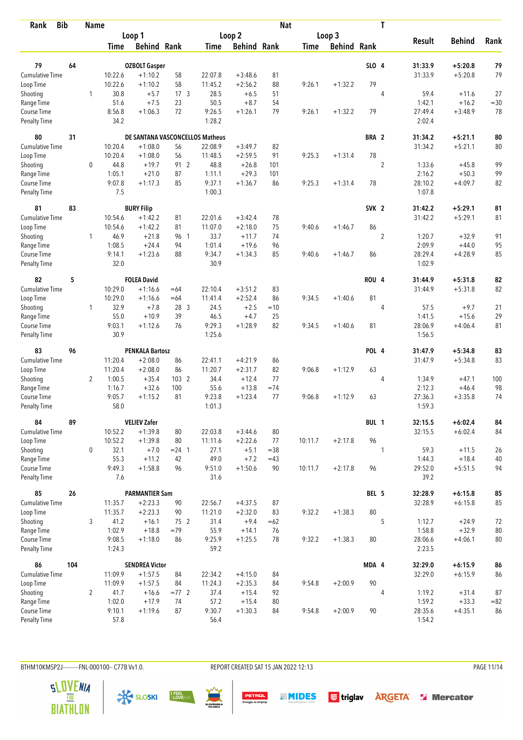| Rank | Bib | Name | | | | | | | Nat | | | T | | | |
|---|---|---|---|---|---|---|---|---|---|---|---|---|---|---|---|
| | | | Loop 1 | | | Loop 2 | | | Loop 3 | | | | Result | Behind | Rank |
| | | | Time | Behind | Rank | Time | Behind | Rank | Time | Behind | Rank | | | | |
| 79 | 64 | OZBOLT Gasper | | | | | | | | | SLO | 4 | 31:33.9 | +5:20.8 | 79 |
| Cumulative Time | | | 10:22.6 | +1:10.2 | 58 | 22:07.8 | +3:48.6 | 81 | | | | | 31:33.9 | +5:20.8 | 79 |
| Loop Time | | | 10:22.6 | +1:10.2 | 58 | 11:45.2 | +2:56.2 | 88 | 9:26.1 | +1:32.2 | 79 | | | | |
| Shooting | | 1 | 30.8 | +5.7 | 17 3 | 28.5 | +6.5 | 51 | | | | 4 | 59.4 | +11.6 | 27 |
| Range Time | | | 51.6 | +7.5 | 23 | 50.5 | +8.7 | 54 | | | | | 1:42.1 | +16.2 | =30 |
| Course Time | | | 8:56.8 | +1:06.3 | 72 | 9:26.5 | +1:26.1 | 79 | 9:26.1 | +1:32.2 | 79 | | 27:49.4 | +3:48.9 | 78 |
| Penalty Time | | | 34.2 | | | 1:28.2 | | | | | | | 2:02.4 | | |
| 80 | 31 | DE SANTANA VASCONCELLOS Matheus | | | | | | | | | BRA | 2 | 31:34.2 | +5:21.1 | 80 |
| Cumulative Time | | | 10:20.4 | +1:08.0 | 56 | 22:08.9 | +3:49.7 | 82 | | | | | 31:34.2 | +5:21.1 | 80 |
| Loop Time | | | 10:20.4 | +1:08.0 | 56 | 11:48.5 | +2:59.5 | 91 | 9:25.3 | +1:31.4 | 78 | | | | |
| Shooting | | 0 | 44.8 | +19.7 | 91 2 | 48.8 | +26.8 | 101 | | | | 2 | 1:33.6 | +45.8 | 99 |
| Range Time | | | 1:05.1 | +21.0 | 87 | 1:11.1 | +29.3 | 101 | | | | | 2:16.2 | +50.3 | 99 |
| Course Time | | | 9:07.8 | +1:17.3 | 85 | 9:37.1 | +1:36.7 | 86 | 9:25.3 | +1:31.4 | 78 | | 28:10.2 | +4:09.7 | 82 |
| Penalty Time | | | 7.5 | | | 1:00.3 | | | | | | | 1:07.8 | | |
| 81 | 83 | BURY Filip | | | | | | | | | SVK | 2 | 31:42.2 | +5:29.1 | 81 |
| Cumulative Time | | | 10:54.6 | +1:42.2 | 81 | 22:01.6 | +3:42.4 | 78 | | | | | 31:42.2 | +5:29.1 | 81 |
| Loop Time | | | 10:54.6 | +1:42.2 | 81 | 11:07.0 | +2:18.0 | 75 | 9:40.6 | +1:46.7 | 86 | | | | |
| Shooting | | 1 | 46.9 | +21.8 | 96 1 | 33.7 | +11.7 | 74 | | | | 2 | 1:20.7 | +32.9 | 91 |
| Range Time | | | 1:08.5 | +24.4 | 94 | 1:01.4 | +19.6 | 96 | | | | | 2:09.9 | +44.0 | 95 |
| Course Time | | | 9:14.1 | +1:23.6 | 88 | 9:34.7 | +1:34.3 | 85 | 9:40.6 | +1:46.7 | 86 | | 28:29.4 | +4:28.9 | 85 |
| Penalty Time | | | 32.0 | | | 30.9 | | | | | | | 1:02.9 | | |
| 82 | 5 | FOLEA David | | | | | | | | | ROU | 4 | 31:44.9 | +5:31.8 | 82 |
| Cumulative Time | | | 10:29.0 | +1:16.6 | =64 | 22:10.4 | +3:51.2 | 83 | | | | | 31:44.9 | +5:31.8 | 82 |
| Loop Time | | | 10:29.0 | +1:16.6 | =64 | 11:41.4 | +2:52.4 | 86 | 9:34.5 | +1:40.6 | 81 | | | | |
| Shooting | | 1 | 32.9 | +7.8 | 28 3 | 24.5 | +2.5 | =10 | | | | 4 | 57.5 | +9.7 | 21 |
| Range Time | | | 55.0 | +10.9 | 39 | 46.5 | +4.7 | 25 | | | | | 1:41.5 | +15.6 | 29 |
| Course Time | | | 9:03.1 | +1:12.6 | 76 | 9:29.3 | +1:28.9 | 82 | 9:34.5 | +1:40.6 | 81 | | 28:06.9 | +4:06.4 | 81 |
| Penalty Time | | | 30.9 | | | 1:25.6 | | | | | | | 1:56.5 | | |
| 83 | 96 | PENKALA Bartosz | | | | | | | | | POL | 4 | 31:47.9 | +5:34.8 | 83 |
| Cumulative Time | | | 11:20.4 | +2:08.0 | 86 | 22:41.1 | +4:21.9 | 86 | | | | | 31:47.9 | +5:34.8 | 83 |
| Loop Time | | | 11:20.4 | +2:08.0 | 86 | 11:20.7 | +2:31.7 | 82 | 9:06.8 | +1:12.9 | 63 | | | | |
| Shooting | | 2 | 1:00.5 | +35.4 | 103 2 | 34.4 | +12.4 | 77 | | | | 4 | 1:34.9 | +47.1 | 100 |
| Range Time | | | 1:16.7 | +32.6 | 100 | 55.6 | +13.8 | =74 | | | | | 2:12.3 | +46.4 | 98 |
| Course Time | | | 9:05.7 | +1:15.2 | 81 | 9:23.8 | +1:23.4 | 77 | 9:06.8 | +1:12.9 | 63 | | 27:36.3 | +3:35.8 | 74 |
| Penalty Time | | | 58.0 | | | 1:01.3 | | | | | | | 1:59.3 | | |
| 84 | 89 | VELIEV Zafer | | | | | | | | | BUL | 1 | 32:15.5 | +6:02.4 | 84 |
| Cumulative Time | | | 10:52.2 | +1:39.8 | 80 | 22:03.8 | +3:44.6 | 80 | | | | | 32:15.5 | +6:02.4 | 84 |
| Loop Time | | | 10:52.2 | +1:39.8 | 80 | 11:11.6 | +2:22.6 | 77 | 10:11.7 | +2:17.8 | 96 | | | | |
| Shooting | | 0 | 32.1 | +7.0 | =24 1 | 27.1 | +5.1 | =38 | | | | 1 | 59.3 | +11.5 | 26 |
| Range Time | | | 55.3 | +11.2 | 42 | 49.0 | +7.2 | =43 | | | | | 1:44.3 | +18.4 | 40 |
| Course Time | | | 9:49.3 | +1:58.8 | 96 | 9:51.0 | +1:50.6 | 90 | 10:11.7 | +2:17.8 | 96 | | 29:52.0 | +5:51.5 | 94 |
| Penalty Time | | | 7.6 | | | 31.6 | | | | | | | 39.2 | | |
| 85 | 26 | PARMANTIER Sam | | | | | | | | | BEL | 5 | 32:28.9 | +6:15.8 | 85 |
| Cumulative Time | | | 11:35.7 | +2:23.3 | 90 | 22:56.7 | +4:37.5 | 87 | | | | | 32:28.9 | +6:15.8 | 85 |
| Loop Time | | | 11:35.7 | +2:23.3 | 90 | 11:21.0 | +2:32.0 | 83 | 9:32.2 | +1:38.3 | 80 | | | | |
| Shooting | | 3 | 41.2 | +16.1 | 75 2 | 31.4 | +9.4 | =62 | | | | 5 | 1:12.7 | +24.9 | 72 |
| Range Time | | | 1:02.9 | +18.8 | =79 | 55.9 | +14.1 | 76 | | | | | 1:58.8 | +32.9 | 80 |
| Course Time | | | 9:08.5 | +1:18.0 | 86 | 9:25.9 | +1:25.5 | 78 | 9:32.2 | +1:38.3 | 80 | | 28:06.6 | +4:06.1 | 80 |
| Penalty Time | | | 1:24.3 | | | 59.2 | | | | | | | 2:23.5 | | |
| 86 | 104 | SENDREA Victor | | | | | | | | | MDA | 4 | 32:29.0 | +6:15.9 | 86 |
| Cumulative Time | | | 11:09.9 | +1:57.5 | 84 | 22:34.2 | +4:15.0 | 84 | | | | | 32:29.0 | +6:15.9 | 86 |
| Loop Time | | | 11:09.9 | +1:57.5 | 84 | 11:24.3 | +2:35.3 | 84 | 9:54.8 | +2:00.9 | 90 | | | | |
| Shooting | | 2 | 41.7 | +16.6 | =77 2 | 37.4 | +15.4 | 92 | | | | 4 | 1:19.2 | +31.4 | 87 |
| Range Time | | | 1:02.0 | +17.9 | 74 | 57.2 | +15.4 | 80 | | | | | 1:59.2 | +33.3 | =82 |
| Course Time | | | 9:10.1 | +1:19.6 | 87 | 9:30.7 | +1:30.3 | 84 | 9:54.8 | +2:00.9 | 90 | | 28:35.6 | +4:35.1 | 86 |
| Penalty Time | | | 57.8 | | | 56.4 | | | | | | | 1:54.2 | | |

BTHM10KMSP2J-----------FNL-000100-- C77B Vv1.0. REPORT CREATED SAT 15 JAN 2022 12:13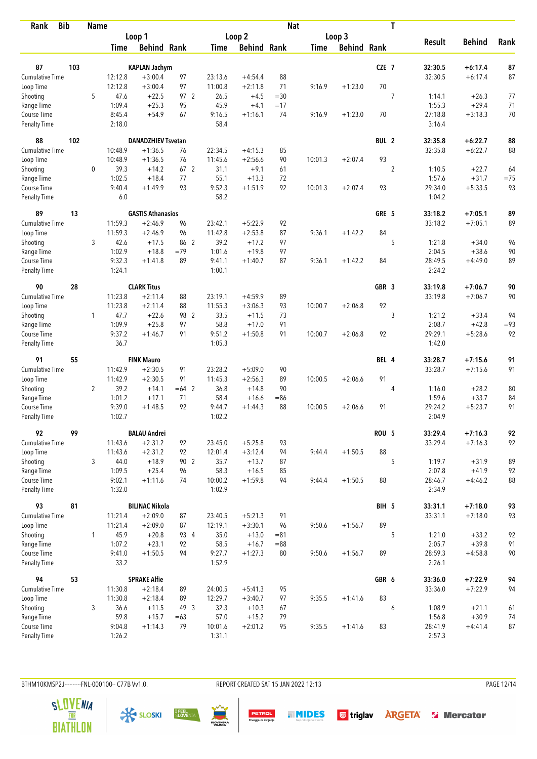| Rank | Bib | | Name | | | | | | Nat | | | T | | | |
|---|---|---|---|---|---|---|---|---|---|---|---|---|---|---|---|
| | | | Loop 1 | | | Loop 2 | | | Loop 3 | | | | Result | Behind | Rank |
| | | | Time | Behind | Rank | Time | Behind | Rank | Time | Behind | Rank | | | | |
| **87** | **103** | | **KAPLAN Jachym** | | | | | | | | **CZE** | **7** | **32:30.5** | **+6:17.4** | **87** |
| Cumulative Time | | | 12:12.8 | +3:00.4 | 97 | 23:13.6 | +4:54.4 | 88 | | | | | 32:30.5 | +6:17.4 | 87 |
| Loop Time | | | 12:12.8 | +3:00.4 | 97 | 11:00.8 | +2:11.8 | 71 | 9:16.9 | +1:23.0 | 70 | | | | |
| Shooting | | 5 | 47.6 | +22.5 | 97 2 | 26.5 | +4.5 | =30 | | | | 7 | 1:14.1 | +26.3 | 77 |
| Range Time | | | 1:09.4 | +25.3 | 95 | 45.9 | +4.1 | =17 | | | | | 1:55.3 | +29.4 | 71 |
| Course Time | | | 8:45.4 | +54.9 | 67 | 9:16.5 | +1:16.1 | 74 | 9:16.9 | +1:23.0 | 70 | | 27:18.8 | +3:18.3 | 70 |
| Penalty Time | | | 2:18.0 | | | 58.4 | | | | | | | 3:16.4 | | |
| **88** | **102** | | **DANADZHIEV Tsvetan** | | | | | | | | **BUL** | **2** | **32:35.8** | **+6:22.7** | **88** |
| Cumulative Time | | | 10:48.9 | +1:36.5 | 76 | 22:34.5 | +4:15.3 | 85 | | | | | 32:35.8 | +6:22.7 | 88 |
| Loop Time | | | 10:48.9 | +1:36.5 | 76 | 11:45.6 | +2:56.6 | 90 | 10:01.3 | +2:07.4 | 93 | | | | |
| Shooting | | 0 | 39.3 | +14.2 | 67 2 | 31.1 | +9.1 | 61 | | | | 2 | 1:10.5 | +22.7 | 64 |
| Range Time | | | 1:02.5 | +18.4 | 77 | 55.1 | +13.3 | 72 | | | | | 1:57.6 | +31.7 | =75 |
| Course Time | | | 9:40.4 | +1:49.9 | 93 | 9:52.3 | +1:51.9 | 92 | 10:01.3 | +2:07.4 | 93 | | 29:34.0 | +5:33.5 | 93 |
| Penalty Time | | | 6.0 | | | 58.2 | | | | | | | 1:04.2 | | |
| **89** | **13** | | **GASTIS Athanasios** | | | | | | | | **GRE** | **5** | **33:18.2** | **+7:05.1** | **89** |
| Cumulative Time | | | 11:59.3 | +2:46.9 | 96 | 23:42.1 | +5:22.9 | 92 | | | | | 33:18.2 | +7:05.1 | 89 |
| Loop Time | | | 11:59.3 | +2:46.9 | 96 | 11:42.8 | +2:53.8 | 87 | 9:36.1 | +1:42.2 | 84 | | | | |
| Shooting | | 3 | 42.6 | +17.5 | 86 2 | 39.2 | +17.2 | 97 | | | | 5 | 1:21.8 | +34.0 | 96 |
| Range Time | | | 1:02.9 | +18.8 | =79 | 1:01.6 | +19.8 | 97 | | | | | 2:04.5 | +38.6 | 90 |
| Course Time | | | 9:32.3 | +1:41.8 | 89 | 9:41.1 | +1:40.7 | 87 | 9:36.1 | +1:42.2 | 84 | | 28:49.5 | +4:49.0 | 89 |
| Penalty Time | | | 1:24.1 | | | 1:00.1 | | | | | | | 2:24.2 | | |
| **90** | **28** | | **CLARK Titus** | | | | | | | | **GBR** | **3** | **33:19.8** | **+7:06.7** | **90** |
| Cumulative Time | | | 11:23.8 | +2:11.4 | 88 | 23:19.1 | +4:59.9 | 89 | | | | | 33:19.8 | +7:06.7 | 90 |
| Loop Time | | | 11:23.8 | +2:11.4 | 88 | 11:55.3 | +3:06.3 | 93 | 10:00.7 | +2:06.8 | 92 | | | | |
| Shooting | | 1 | 47.7 | +22.6 | 98 2 | 33.5 | +11.5 | 73 | | | | 3 | 1:21.2 | +33.4 | 94 |
| Range Time | | | 1:09.9 | +25.8 | 97 | 58.8 | +17.0 | 91 | | | | | 2:08.7 | +42.8 | =93 |
| Course Time | | | 9:37.2 | +1:46.7 | 91 | 9:51.2 | +1:50.8 | 91 | 10:00.7 | +2:06.8 | 92 | | 29:29.1 | +5:28.6 | 92 |
| Penalty Time | | | 36.7 | | | 1:05.3 | | | | | | | 1:42.0 | | |
| **91** | **55** | | **FINK Mauro** | | | | | | | | **BEL** | **4** | **33:28.7** | **+7:15.6** | **91** |
| Cumulative Time | | | 11:42.9 | +2:30.5 | 91 | 23:28.2 | +5:09.0 | 90 | | | | | 33:28.7 | +7:15.6 | 91 |
| Loop Time | | | 11:42.9 | +2:30.5 | 91 | 11:45.3 | +2:56.3 | 89 | 10:00.5 | +2:06.6 | 91 | | | | |
| Shooting | | 2 | 39.2 | +14.1 | =64 2 | 36.8 | +14.8 | 90 | | | | 4 | 1:16.0 | +28.2 | 80 |
| Range Time | | | 1:01.2 | +17.1 | 71 | 58.4 | +16.6 | =86 | | | | | 1:59.6 | +33.7 | 84 |
| Course Time | | | 9:39.0 | +1:48.5 | 92 | 9:44.7 | +1:44.3 | 88 | 10:00.5 | +2:06.6 | 91 | | 29:24.2 | +5:23.7 | 91 |
| Penalty Time | | | 1:02.7 | | | 1:02.2 | | | | | | | 2:04.9 | | |
| **92** | **99** | | **BALAU Andrei** | | | | | | | | **ROU** | **5** | **33:29.4** | **+7:16.3** | **92** |
| Cumulative Time | | | 11:43.6 | +2:31.2 | 92 | 23:45.0 | +5:25.8 | 93 | | | | | 33:29.4 | +7:16.3 | 92 |
| Loop Time | | | 11:43.6 | +2:31.2 | 92 | 12:01.4 | +3:12.4 | 94 | 9:44.4 | +1:50.5 | 88 | | | | |
| Shooting | | 3 | 44.0 | +18.9 | 90 2 | 35.7 | +13.7 | 87 | | | | 5 | 1:19.7 | +31.9 | 89 |
| Range Time | | | 1:09.5 | +25.4 | 96 | 58.3 | +16.5 | 85 | | | | | 2:07.8 | +41.9 | 92 |
| Course Time | | | 9:02.1 | +1:11.6 | 74 | 10:00.2 | +1:59.8 | 94 | 9:44.4 | +1:50.5 | 88 | | 28:46.7 | +4:46.2 | 88 |
| Penalty Time | | | 1:32.0 | | | 1:02.9 | | | | | | | 2:34.9 | | |
| **93** | **81** | | **BILINAC Nikola** | | | | | | | | **BIH** | **5** | **33:31.1** | **+7:18.0** | **93** |
| Cumulative Time | | | 11:21.4 | +2:09.0 | 87 | 23:40.5 | +5:21.3 | 91 | | | | | 33:31.1 | +7:18.0 | 93 |
| Loop Time | | | 11:21.4 | +2:09.0 | 87 | 12:19.1 | +3:30.1 | 96 | 9:50.6 | +1:56.7 | 89 | | | | |
| Shooting | | 1 | 45.9 | +20.8 | 93 4 | 35.0 | +13.0 | =81 | | | | 5 | 1:21.0 | +33.2 | 92 |
| Range Time | | | 1:07.2 | +23.1 | 92 | 58.5 | +16.7 | =88 | | | | | 2:05.7 | +39.8 | 91 |
| Course Time | | | 9:41.0 | +1:50.5 | 94 | 9:27.7 | +1:27.3 | 80 | 9:50.6 | +1:56.7 | 89 | | 28:59.3 | +4:58.8 | 90 |
| Penalty Time | | | 33.2 | | | 1:52.9 | | | | | | | 2:26.1 | | |
| **94** | **53** | | **SPRAKE Alfie** | | | | | | | | **GBR** | **6** | **33:36.0** | **+7:22.9** | **94** |
| Cumulative Time | | | 11:30.8 | +2:18.4 | 89 | 24:00.5 | +5:41.3 | 95 | | | | | 33:36.0 | +7:22.9 | 94 |
| Loop Time | | | 11:30.8 | +2:18.4 | 89 | 12:29.7 | +3:40.7 | 97 | 9:35.5 | +1:41.6 | 83 | | | | |
| Shooting | | 3 | 36.6 | +11.5 | 49 3 | 32.3 | +10.3 | 67 | | | | 6 | 1:08.9 | +21.1 | 61 |
| Range Time | | | 59.8 | +15.7 | =63 | 57.0 | +15.2 | 79 | | | | | 1:56.8 | +30.9 | 74 |
| Course Time | | | 9:04.8 | +1:14.3 | 79 | 10:01.6 | +2:01.2 | 95 | 9:35.5 | +1:41.6 | 83 | | 28:41.9 | +4:41.4 | 87 |
| Penalty Time | | | 1:26.2 | | | 1:31.1 | | | | | | | 2:57.3 | | |

BTHM10KMSP2J-----------FNL-000100-- C77B Vv1.0. REPORT CREATED SAT 15 JAN 2022 12:13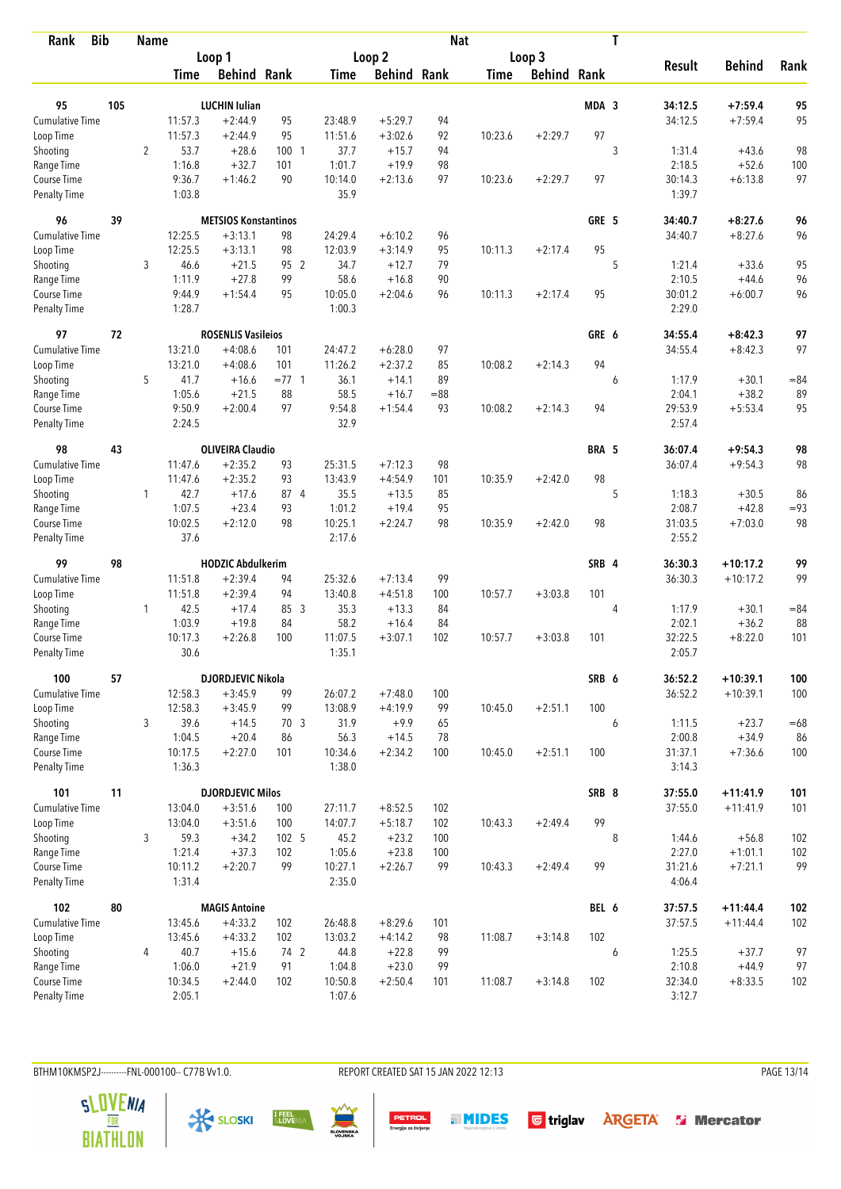| Rank | Bib | Name | | | | | | | Nat | | | T | | | |
|---|---|---|---|---|---|---|---|---|---|---|---|---|---|---|---|
| | | | Loop 1 | | | Loop 2 | | | Loop 3 | | | | | | |
| | | | Time | Behind | Rank | Time | Behind | Rank | Time | Behind | Rank | | Result | Behind | Rank |
| 95 | 105 | LUCHIN Iulian | | | | | | | | | MDA | 3 | 34:12.5 | +7:59.4 | 95 |
| Cumulative Time | | | 11:57.3 | +2:44.9 | 95 | 23:48.9 | +5:29.7 | 94 | | | | | 34:12.5 | +7:59.4 | 95 |
| Loop Time | | | 11:57.3 | +2:44.9 | 95 | 11:51.6 | +3:02.6 | 92 | 10:23.6 | +2:29.7 | 97 | | | | |
| Shooting | | 2 | 53.7 | +28.6 | 100 1 | 37.7 | +15.7 | 94 | | | | 3 | 1:31.4 | +43.6 | 98 |
| Range Time | | | 1:16.8 | +32.7 | 101 | 1:01.7 | +19.9 | 98 | | | | | 2:18.5 | +52.6 | 100 |
| Course Time | | | 9:36.7 | +1:46.2 | 90 | 10:14.0 | +2:13.6 | 97 | 10:23.6 | +2:29.7 | 97 | | 30:14.3 | +6:13.8 | 97 |
| Penalty Time | | | 1:03.8 | | | 35.9 | | | | | | | 1:39.7 | | |
| 96 | 39 | METSIOS Konstantinos | | | | | | | | | GRE | 5 | 34:40.7 | +8:27.6 | 96 |
| Cumulative Time | | | 12:25.5 | +3:13.1 | 98 | 24:29.4 | +6:10.2 | 96 | | | | | 34:40.7 | +8:27.6 | 96 |
| Loop Time | | | 12:25.5 | +3:13.1 | 98 | 12:03.9 | +3:14.9 | 95 | 10:11.3 | +2:17.4 | 95 | | | | |
| Shooting | | 3 | 46.6 | +21.5 | 95 2 | 34.7 | +12.7 | 79 | | | | 5 | 1:21.4 | +33.6 | 95 |
| Range Time | | | 1:11.9 | +27.8 | 99 | 58.6 | +16.8 | 90 | | | | | 2:10.5 | +44.6 | 96 |
| Course Time | | | 9:44.9 | +1:54.4 | 95 | 10:05.0 | +2:04.6 | 96 | 10:11.3 | +2:17.4 | 95 | | 30:01.2 | +6:00.7 | 96 |
| Penalty Time | | | 1:28.7 | | | 1:00.3 | | | | | | | 2:29.0 | | |
| 97 | 72 | ROSENLIS Vasileios | | | | | | | | | GRE | 6 | 34:55.4 | +8:42.3 | 97 |
| Cumulative Time | | | 13:21.0 | +4:08.6 | 101 | 24:47.2 | +6:28.0 | 97 | | | | | 34:55.4 | +8:42.3 | 97 |
| Loop Time | | | 13:21.0 | +4:08.6 | 101 | 11:26.2 | +2:37.2 | 85 | 10:08.2 | +2:14.3 | 94 | | | | |
| Shooting | | 5 | 41.7 | +16.6 | =77 1 | 36.1 | +14.1 | 89 | | | | 6 | 1:17.9 | +30.1 | =84 |
| Range Time | | | 1:05.6 | +21.5 | 88 | 58.5 | +16.7 | =88 | | | | | 2:04.1 | +38.2 | 89 |
| Course Time | | | 9:50.9 | +2:00.4 | 97 | 9:54.8 | +1:54.4 | 93 | 10:08.2 | +2:14.3 | 94 | | 29:53.9 | +5:53.4 | 95 |
| Penalty Time | | | 2:24.5 | | | 32.9 | | | | | | | 2:57.4 | | |
| 98 | 43 | OLIVEIRA Claudio | | | | | | | | | BRA | 5 | 36:07.4 | +9:54.3 | 98 |
| Cumulative Time | | | 11:47.6 | +2:35.2 | 93 | 25:31.5 | +7:12.3 | 98 | | | | | 36:07.4 | +9:54.3 | 98 |
| Loop Time | | | 11:47.6 | +2:35.2 | 93 | 13:43.9 | +4:54.9 | 101 | 10:35.9 | +2:42.0 | 98 | | | | |
| Shooting | | 1 | 42.7 | +17.6 | 87 4 | 35.5 | +13.5 | 85 | | | | 5 | 1:18.3 | +30.5 | 86 |
| Range Time | | | 1:07.5 | +23.4 | 93 | 1:01.2 | +19.4 | 95 | | | | | 2:08.7 | +42.8 | =93 |
| Course Time | | | 10:02.5 | +2:12.0 | 98 | 10:25.1 | +2:24.7 | 98 | 10:35.9 | +2:42.0 | 98 | | 31:03.5 | +7:03.0 | 98 |
| Penalty Time | | | 37.6 | | | 2:17.6 | | | | | | | 2:55.2 | | |
| 99 | 98 | HODZIC Abdulkerim | | | | | | | | | SRB | 4 | 36:30.3 | +10:17.2 | 99 |
| Cumulative Time | | | 11:51.8 | +2:39.4 | 94 | 25:32.6 | +7:13.4 | 99 | | | | | 36:30.3 | +10:17.2 | 99 |
| Loop Time | | | 11:51.8 | +2:39.4 | 94 | 13:40.8 | +4:51.8 | 100 | 10:57.7 | +3:03.8 | 101 | | | | |
| Shooting | | 1 | 42.5 | +17.4 | 85 3 | 35.3 | +13.3 | 84 | | | | 4 | 1:17.9 | +30.1 | =84 |
| Range Time | | | 1:03.9 | +19.8 | 84 | 58.2 | +16.4 | 84 | | | | | 2:02.1 | +36.2 | 88 |
| Course Time | | | 10:17.3 | +2:26.8 | 100 | 11:07.5 | +3:07.1 | 102 | 10:57.7 | +3:03.8 | 101 | | 32:22.5 | +8:22.0 | 101 |
| Penalty Time | | | 30.6 | | | 1:35.1 | | | | | | | 2:05.7 | | |
| 100 | 57 | DJORDJEVIC Nikola | | | | | | | | | SRB | 6 | 36:52.2 | +10:39.1 | 100 |
| Cumulative Time | | | 12:58.3 | +3:45.9 | 99 | 26:07.2 | +7:48.0 | 100 | | | | | 36:52.2 | +10:39.1 | 100 |
| Loop Time | | | 12:58.3 | +3:45.9 | 99 | 13:08.9 | +4:19.9 | 99 | 10:45.0 | +2:51.1 | 100 | | | | |
| Shooting | | 3 | 39.6 | +14.5 | 70 3 | 31.9 | +9.9 | 65 | | | | 6 | 1:11.5 | +23.7 | =68 |
| Range Time | | | 1:04.5 | +20.4 | 86 | 56.3 | +14.5 | 78 | | | | | 2:00.8 | +34.9 | 86 |
| Course Time | | | 10:17.5 | +2:27.0 | 101 | 10:34.6 | +2:34.2 | 100 | 10:45.0 | +2:51.1 | 100 | | 31:37.1 | +7:36.6 | 100 |
| Penalty Time | | | 1:36.3 | | | 1:38.0 | | | | | | | 3:14.3 | | |
| 101 | 11 | DJORDJEVIC Milos | | | | | | | | | SRB | 8 | 37:55.0 | +11:41.9 | 101 |
| Cumulative Time | | | 13:04.0 | +3:51.6 | 100 | 27:11.7 | +8:52.5 | 102 | | | | | 37:55.0 | +11:41.9 | 101 |
| Loop Time | | | 13:04.0 | +3:51.6 | 100 | 14:07.7 | +5:18.7 | 102 | 10:43.3 | +2:49.4 | 99 | | | | |
| Shooting | | 3 | 59.3 | +34.2 | 102 5 | 45.2 | +23.2 | 100 | | | | 8 | 1:44.6 | +56.8 | 102 |
| Range Time | | | 1:21.4 | +37.3 | 102 | 1:05.6 | +23.8 | 100 | | | | | 2:27.0 | +1:01.1 | 102 |
| Course Time | | | 10:11.2 | +2:20.7 | 99 | 10:27.1 | +2:26.7 | 99 | 10:43.3 | +2:49.4 | 99 | | 31:21.6 | +7:21.1 | 99 |
| Penalty Time | | | 1:31.4 | | | 2:35.0 | | | | | | | 4:06.4 | | |
| 102 | 80 | MAGIS Antoine | | | | | | | | | BEL | 6 | 37:57.5 | +11:44.4 | 102 |
| Cumulative Time | | | 13:45.6 | +4:33.2 | 102 | 26:48.8 | +8:29.6 | 101 | | | | | 37:57.5 | +11:44.4 | 102 |
| Loop Time | | | 13:45.6 | +4:33.2 | 102 | 13:03.2 | +4:14.2 | 98 | 11:08.7 | +3:14.8 | 102 | | | | |
| Shooting | | 4 | 40.7 | +15.6 | 74 2 | 44.8 | +22.8 | 99 | | | | 6 | 1:25.5 | +37.7 | 97 |
| Range Time | | | 1:06.0 | +21.9 | 91 | 1:04.8 | +23.0 | 99 | | | | | 2:10.8 | +44.9 | 97 |
| Course Time | | | 10:34.5 | +2:44.0 | 102 | 10:50.8 | +2:50.4 | 101 | 11:08.7 | +3:14.8 | 102 | | 32:34.0 | +8:33.5 | 102 |
| Penalty Time | | | 2:05.1 | | | 1:07.6 | | | | | | | 3:12.7 | | |

BTHM10KMSP2J-----------FNL-000100-- C77B Vv1.0. REPORT CREATED SAT 15 JAN 2022 12:13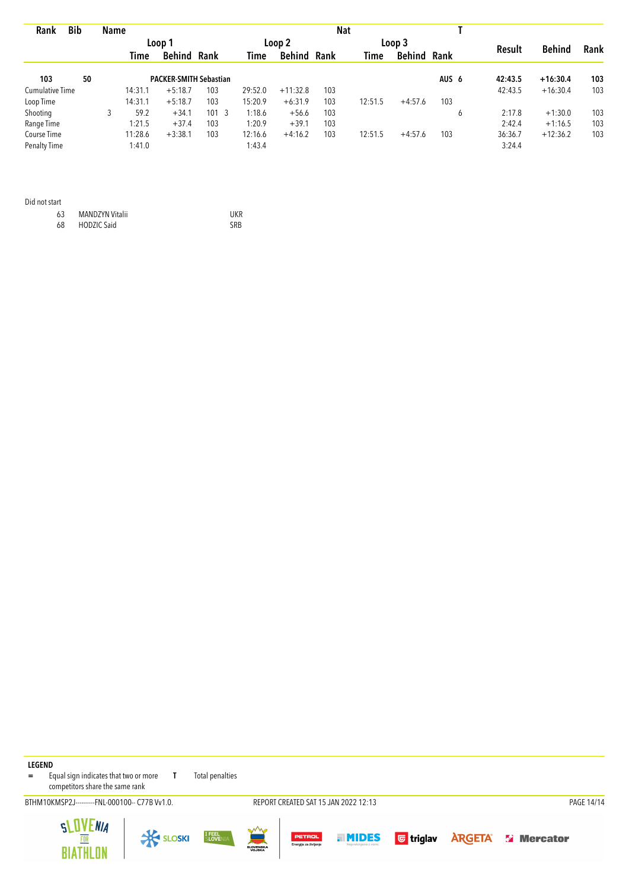| Rank | Bib | Name | | | | | | | Nat | | | T | Result | Behind | Rank |
|---|---|---|---|---|---|---|---|---|---|---|---|---|---|---|---|
| | | Loop 1 | | | | Loop 2 | | | Loop 3 | | | | | | |
| | | Time | Behind | Rank | | Time | Behind | Rank | Time | Behind | Rank | | | | |
| **103** | **50** | **PACKER-SMITH Sebastian** | | | | | | | | | **AUS** | **6** | **42:43.5** | **+16:30.4** | **103** |
| Cumulative Time | | 14:31.1 | +5:18.7 | 103 | | 29:52.0 | +11:32.8 | 103 | | | | | 42:43.5 | +16:30.4 | 103 |
| Loop Time | | 14:31.1 | +5:18.7 | 103 | | 15:20.9 | +6:31.9 | 103 | 12:51.5 | +4:57.6 | 103 | | | | |
| Shooting | 3 | 59.2 | +34.1 | 101 | 3 | 1:18.6 | +56.6 | 103 | | | | 6 | 2:17.8 | +1:30.0 | 103 |
| Range Time | | 1:21.5 | +37.4 | 103 | | 1:20.9 | +39.1 | 103 | | | | | 2:42.4 | +1:16.5 | 103 |
| Course Time | | 11:28.6 | +3:38.1 | 103 | | 12:16.6 | +4:16.2 | 103 | 12:51.5 | +4:57.6 | 103 | | 36:36.7 | +12:36.2 | 103 |
| Penalty Time | | 1:41.0 | | | | 1:43.4 | | | | | | | 3:24.4 | | |

Did not start

| | | |
|---|---|---|
| 63 | MANDZYN Vitalii | UKR |
| 68 | HODZIC Said | SRB |

**LEGEND**

= Equal sign indicates that two or more competitors share the same rank

T Total penalties

BTHM10KMSP2J----------FNL-000100-- C77B Vv1.0.

REPORT CREATED SAT 15 JAN 2022 12:13